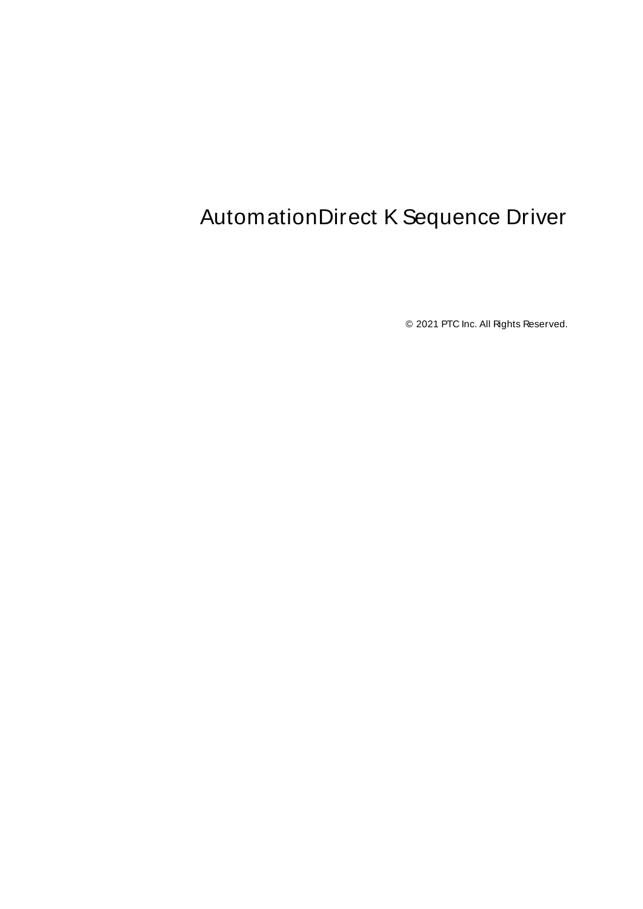# AutomationDirect K Sequence Driver

© 2021 PTC Inc. All Rights Reserved.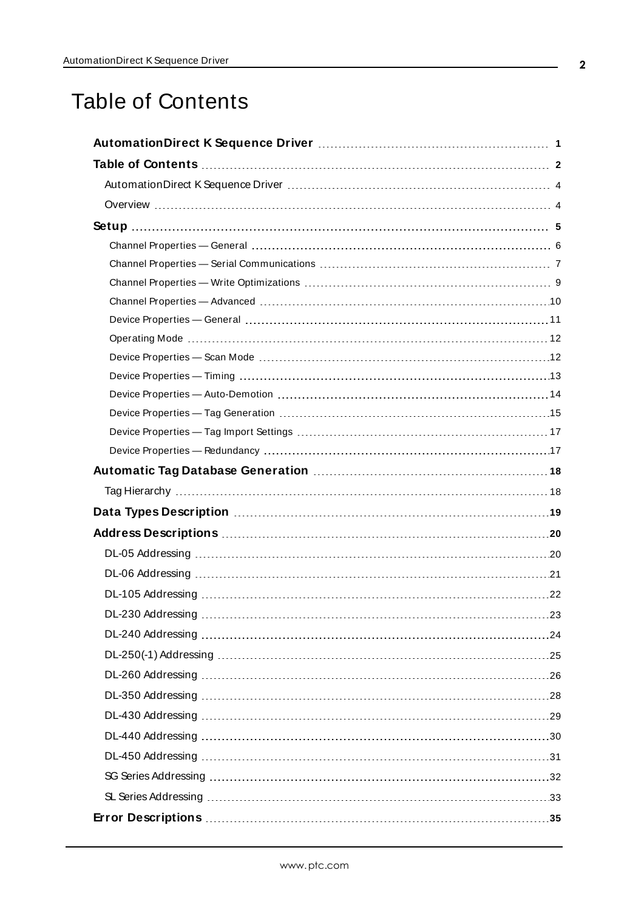# Table of Contents

**AutomationDirect K Sequence Driver** 1

**Table of Contents** 2

- AutomationDirect K Sequence Driver 4
- Overview 4

**Setup** 5

- Channel Properties — General 6
- Channel Properties — Serial Communications 7
- Channel Properties — Write Optimizations 9
- Channel Properties — Advanced 10
- Device Properties — General 11
- Operating Mode 12
- Device Properties — Scan Mode 12
- Device Properties — Timing 13
- Device Properties — Auto-Demotion 14
- Device Properties — Tag Generation 15
- Device Properties — Tag Import Settings 17
- Device Properties — Redundancy 17

**Automatic Tag Database Generation** 18

- Tag Hierarchy 18

**Data Types Description** 19

**Address Descriptions** 20

- DL-05 Addressing 20
- DL-06 Addressing 21
- DL-105 Addressing 22
- DL-230 Addressing 23
- DL-240 Addressing 24
- DL-250(-1) Addressing 25
- DL-260 Addressing 26
- DL-350 Addressing 28
- DL-430 Addressing 29
- DL-440 Addressing 30
- DL-450 Addressing 31
- SG Series Addressing 32
- SL Series Addressing 33

**Error Descriptions** 35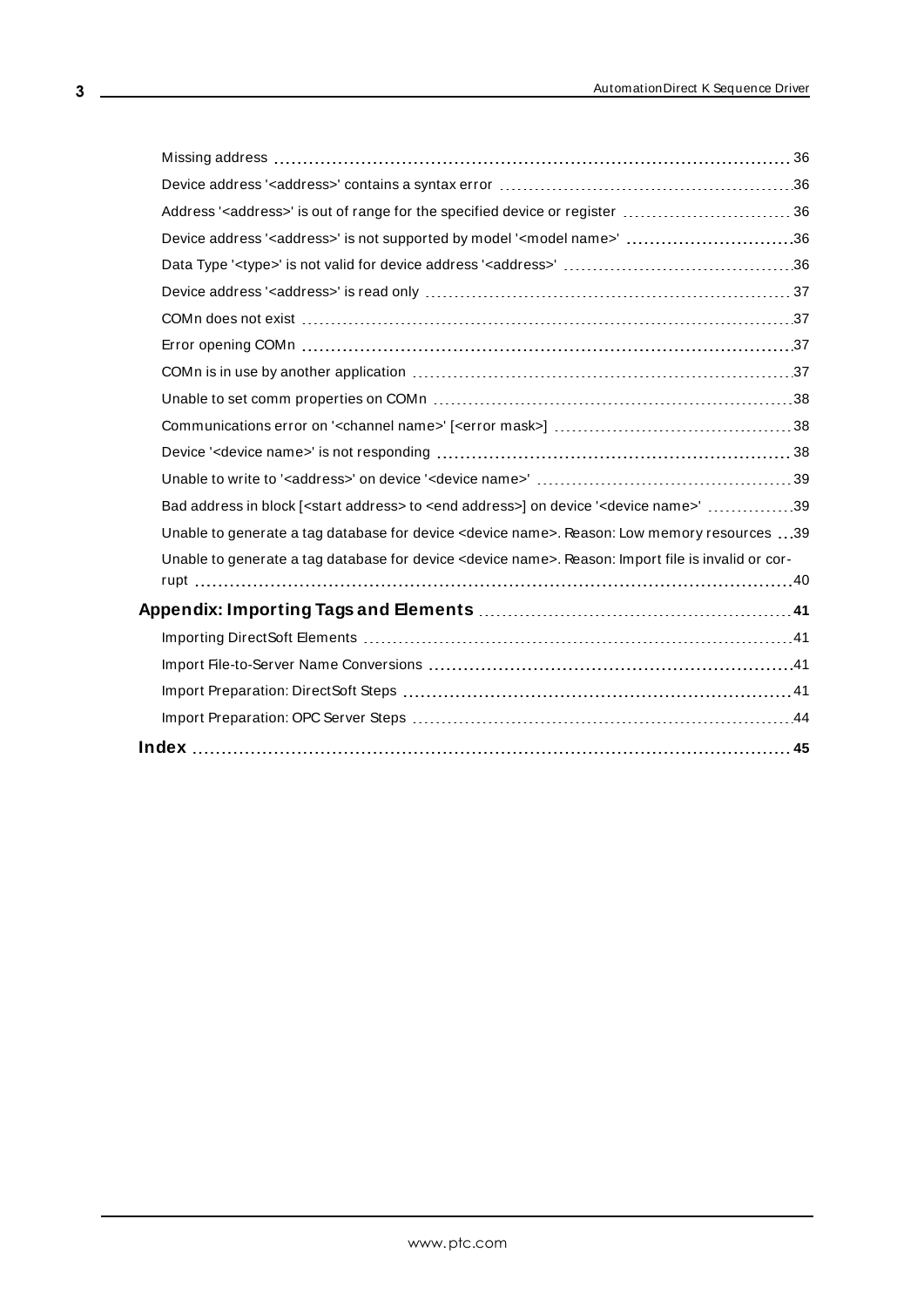Missing address 36

Device address '<address>' contains a syntax error 36

Address '<address>' is out of range for the specified device or register 36

Device address '<address>' is not supported by model '<model name>' 36

Data Type '<type>' is not valid for device address '<address>' 36

Device address '<address>' is read only 37

COMn does not exist 37

Error opening COMn 37

COMn is in use by another application 37

Unable to set comm properties on COMn 38

Communications error on '<channel name>' [<error mask>] 38

Device '<device name>' is not responding 38

Unable to write to '<address>' on device '<device name>' 39

Bad address in block [<start address> to <end address>] on device '<device name>' 39

Unable to generate a tag database for device <device name>. Reason: Low memory resources 39

Unable to generate a tag database for device <device name>. Reason: Import file is invalid or corrupt 40

**Appendix: Importing Tags and Elements 41**

Importing DirectSoft Elements 41

Import File-to-Server Name Conversions 41

Import Preparation: DirectSoft Steps 41

Import Preparation: OPC Server Steps 44

**Index 45**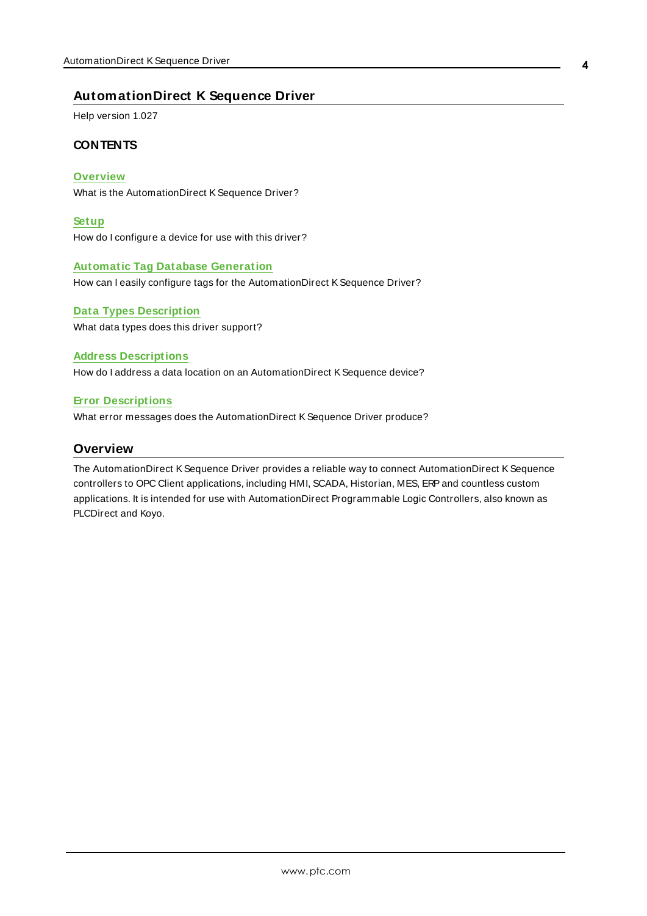# AutomationDirect K Sequence Driver

Help version 1.027

### CONTENTS

**Overview**
What is the AutomationDirect K Sequence Driver?

**Setup**
How do I configure a device for use with this driver?

**Automatic Tag Database Generation**
How can I easily configure tags for the AutomationDirect K Sequence Driver?

**Data Types Description**
What data types does this driver support?

**Address Descriptions**
How do I address a data location on an AutomationDirect K Sequence device?

**Error Descriptions**
What error messages does the AutomationDirect K Sequence Driver produce?

## Overview

The AutomationDirect K Sequence Driver provides a reliable way to connect AutomationDirect K Sequence controllers to OPC Client applications, including HMI, SCADA, Historian, MES, ERP and countless custom applications. It is intended for use with AutomationDirect Programmable Logic Controllers, also known as PLCDirect and Koyo.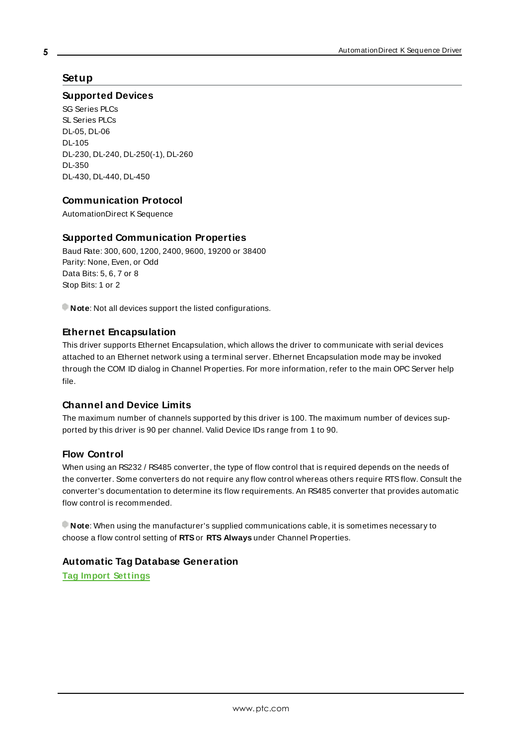# Setup

## Supported Devices

SG Series PLCs
SL Series PLCs
DL-05, DL-06
DL-105
DL-230, DL-240, DL-250(-1), DL-260
DL-350
DL-430, DL-440, DL-450

## Communication Protocol

AutomationDirect K Sequence

## Supported Communication Properties

Baud Rate: 300, 600, 1200, 2400, 9600, 19200 or 38400
Parity: None, Even, or Odd
Data Bits: 5, 6, 7 or 8
Stop Bits: 1 or 2

**Note**: Not all devices support the listed configurations.

## Ethernet Encapsulation

This driver supports Ethernet Encapsulation, which allows the driver to communicate with serial devices attached to an Ethernet network using a terminal server. Ethernet Encapsulation mode may be invoked through the COM ID dialog in Channel Properties. For more information, refer to the main OPC Server help file.

## Channel and Device Limits

The maximum number of channels supported by this driver is 100. The maximum number of devices supported by this driver is 90 per channel. Valid Device IDs range from 1 to 90.

## Flow Control

When using an RS232 / RS485 converter, the type of flow control that is required depends on the needs of the converter. Some converters do not require any flow control whereas others require RTS flow. Consult the converter's documentation to determine its flow requirements. An RS485 converter that provides automatic flow control is recommended.

**Note**: When using the manufacturer's supplied communications cable, it is sometimes necessary to choose a flow control setting of **RTS** or **RTS Always** under Channel Properties.

## Automatic Tag Database Generation

**Tag Import Settings**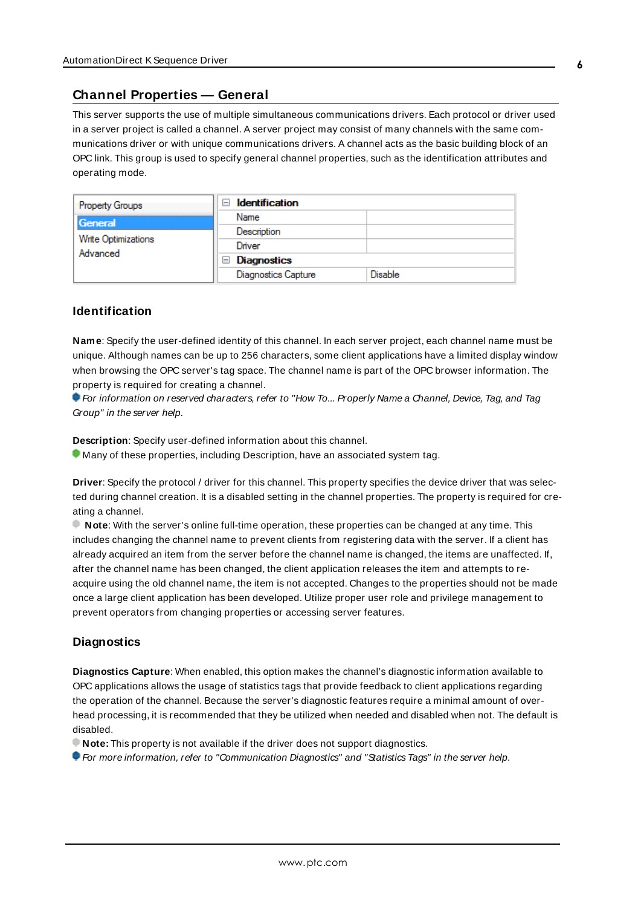## Channel Properties — General

This server supports the use of multiple simultaneous communications drivers. Each protocol or driver used in a server project is called a channel. A server project may consist of many channels with the same communications driver or with unique communications drivers. A channel acts as the basic building block of an OPC link. This group is used to specify general channel properties, such as the identification attributes and operating mode.

| Property Groups | Identification | |
|---|---|---|
| General | Name | |
| Write Optimizations | Description | |
| Advanced | Driver | |
| | Diagnostics | |
| | Diagnostics Capture | Disable |

### Identification

**Name**: Specify the user-defined identity of this channel. In each server project, each channel name must be unique. Although names can be up to 256 characters, some client applications have a limited display window when browsing the OPC server's tag space. The channel name is part of the OPC browser information. The property is required for creating a channel.

*For information on reserved characters, refer to "How To... Properly Name a Channel, Device, Tag, and Tag Group" in the server help.*

**Description**: Specify user-defined information about this channel.

Many of these properties, including Description, have an associated system tag.

**Driver**: Specify the protocol / driver for this channel. This property specifies the device driver that was selected during channel creation. It is a disabled setting in the channel properties. The property is required for creating a channel.

**Note**: With the server's online full-time operation, these properties can be changed at any time. This includes changing the channel name to prevent clients from registering data with the server. If a client has already acquired an item from the server before the channel name is changed, the items are unaffected. If, after the channel name has been changed, the client application releases the item and attempts to re-acquire using the old channel name, the item is not accepted. Changes to the properties should not be made once a large client application has been developed. Utilize proper user role and privilege management to prevent operators from changing properties or accessing server features.

### Diagnostics

**Diagnostics Capture**: When enabled, this option makes the channel's diagnostic information available to OPC applications allows the usage of statistics tags that provide feedback to client applications regarding the operation of the channel. Because the server's diagnostic features require a minimal amount of overhead processing, it is recommended that they be utilized when needed and disabled when not. The default is disabled.

**Note:** This property is not available if the driver does not support diagnostics.

*For more information, refer to "Communication Diagnostics" and "Statistics Tags" in the server help.*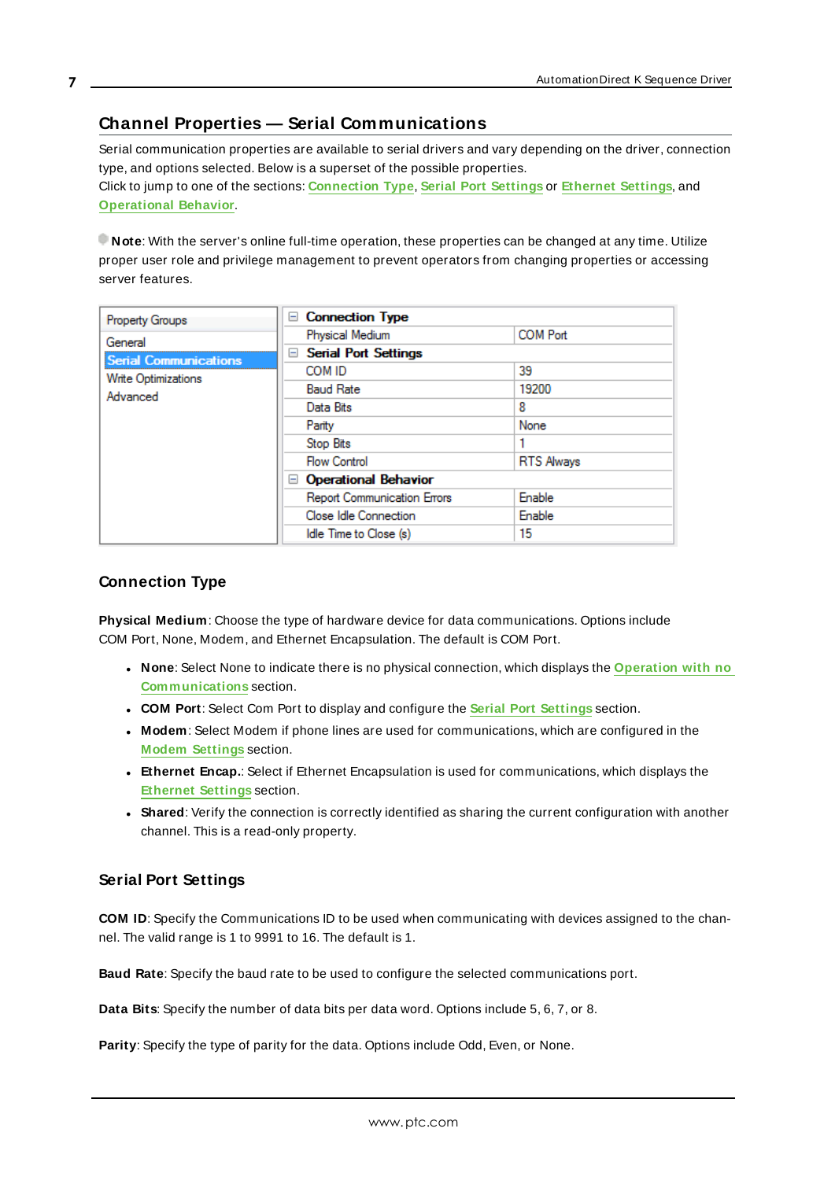## Channel Properties — Serial Communications

Serial communication properties are available to serial drivers and vary depending on the driver, connection type, and options selected. Below is a superset of the possible properties.
Click to jump to one of the sections: **Connection Type**, **Serial Port Settings** or **Ethernet Settings**, and **Operational Behavior**.

**Note**: With the server's online full-time operation, these properties can be changed at any time. Utilize proper user role and privilege management to prevent operators from changing properties or accessing server features.

| Property Groups | | |
|---|---|---|
| General | **Connection Type** | |
| **Serial Communications** | Physical Medium | COM Port |
| Write Optimizations | **Serial Port Settings** | |
| Advanced | COM ID | 39 |
| | Baud Rate | 19200 |
| | Data Bits | 8 |
| | Parity | None |
| | Stop Bits | 1 |
| | Flow Control | RTS Always |
| | **Operational Behavior** | |
| | Report Communication Errors | Enable |
| | Close Idle Connection | Enable |
| | Idle Time to Close (s) | 15 |

### Connection Type

**Physical Medium**: Choose the type of hardware device for data communications. Options include COM Port, None, Modem, and Ethernet Encapsulation. The default is COM Port.

- **None**: Select None to indicate there is no physical connection, which displays the **Operation with no Communications** section.
- **COM Port**: Select Com Port to display and configure the **Serial Port Settings** section.
- **Modem**: Select Modem if phone lines are used for communications, which are configured in the **Modem Settings** section.
- **Ethernet Encap.**: Select if Ethernet Encapsulation is used for communications, which displays the **Ethernet Settings** section.
- **Shared**: Verify the connection is correctly identified as sharing the current configuration with another channel. This is a read-only property.

### Serial Port Settings

**COM ID**: Specify the Communications ID to be used when communicating with devices assigned to the channel. The valid range is 1 to 9991 to 16. The default is 1.

**Baud Rate**: Specify the baud rate to be used to configure the selected communications port.

**Data Bits**: Specify the number of data bits per data word. Options include 5, 6, 7, or 8.

**Parity**: Specify the type of parity for the data. Options include Odd, Even, or None.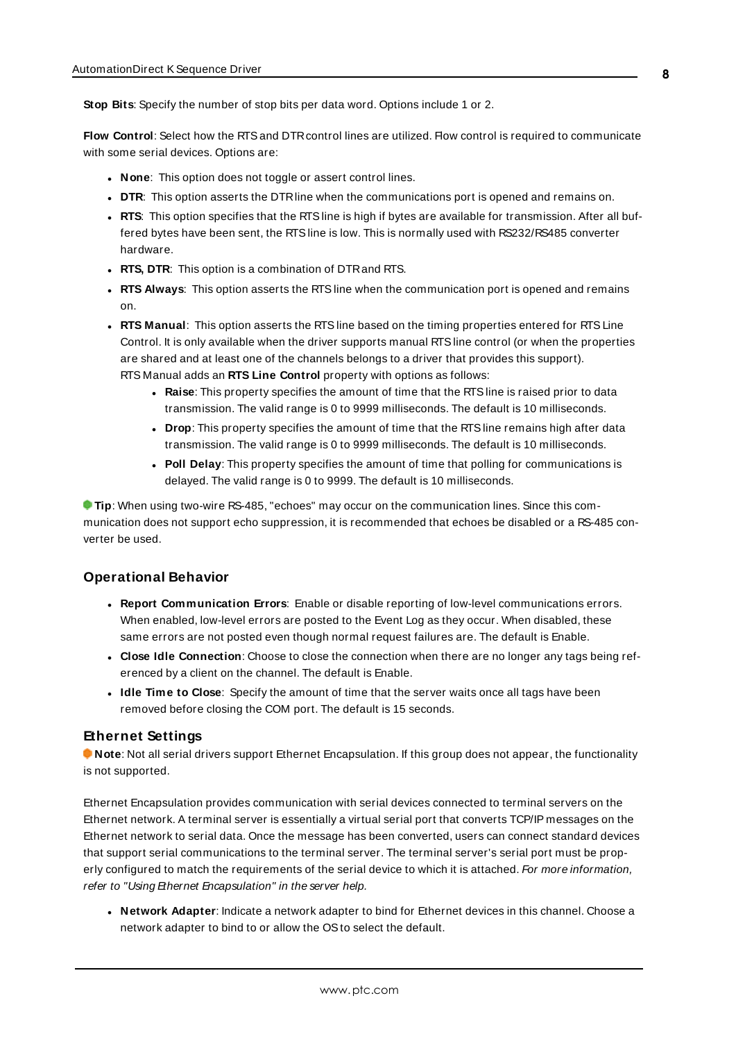**Stop Bits**: Specify the number of stop bits per data word. Options include 1 or 2.

**Flow Control**: Select how the RTS and DTR control lines are utilized. Flow control is required to communicate with some serial devices. Options are:

- **None**: This option does not toggle or assert control lines.
- **DTR**: This option asserts the DTR line when the communications port is opened and remains on.
- **RTS**: This option specifies that the RTS line is high if bytes are available for transmission. After all buffered bytes have been sent, the RTS line is low. This is normally used with RS232/RS485 converter hardware.
- **RTS, DTR**: This option is a combination of DTR and RTS.
- **RTS Always**: This option asserts the RTS line when the communication port is opened and remains on.
- **RTS Manual**: This option asserts the RTS line based on the timing properties entered for RTS Line Control. It is only available when the driver supports manual RTS line control (or when the properties are shared and at least one of the channels belongs to a driver that provides this support). RTS Manual adds an **RTS Line Control** property with options as follows:
  - **Raise**: This property specifies the amount of time that the RTS line is raised prior to data transmission. The valid range is 0 to 9999 milliseconds. The default is 10 milliseconds.
  - **Drop**: This property specifies the amount of time that the RTS line remains high after data transmission. The valid range is 0 to 9999 milliseconds. The default is 10 milliseconds.
  - **Poll Delay**: This property specifies the amount of time that polling for communications is delayed. The valid range is 0 to 9999. The default is 10 milliseconds.

**Tip**: When using two-wire RS-485, "echoes" may occur on the communication lines. Since this communication does not support echo suppression, it is recommended that echoes be disabled or a RS-485 converter be used.

## Operational Behavior

- **Report Communication Errors**: Enable or disable reporting of low-level communications errors. When enabled, low-level errors are posted to the Event Log as they occur. When disabled, these same errors are not posted even though normal request failures are. The default is Enable.
- **Close Idle Connection**: Choose to close the connection when there are no longer any tags being referenced by a client on the channel. The default is Enable.
- **Idle Time to Close**: Specify the amount of time that the server waits once all tags have been removed before closing the COM port. The default is 15 seconds.

## Ethernet Settings

**Note**: Not all serial drivers support Ethernet Encapsulation. If this group does not appear, the functionality is not supported.

Ethernet Encapsulation provides communication with serial devices connected to terminal servers on the Ethernet network. A terminal server is essentially a virtual serial port that converts TCP/IP messages on the Ethernet network to serial data. Once the message has been converted, users can connect standard devices that support serial communications to the terminal server. The terminal server's serial port must be properly configured to match the requirements of the serial device to which it is attached. *For more information, refer to "Using Ethernet Encapsulation" in the server help.*

- **Network Adapter**: Indicate a network adapter to bind for Ethernet devices in this channel. Choose a network adapter to bind to or allow the OS to select the default.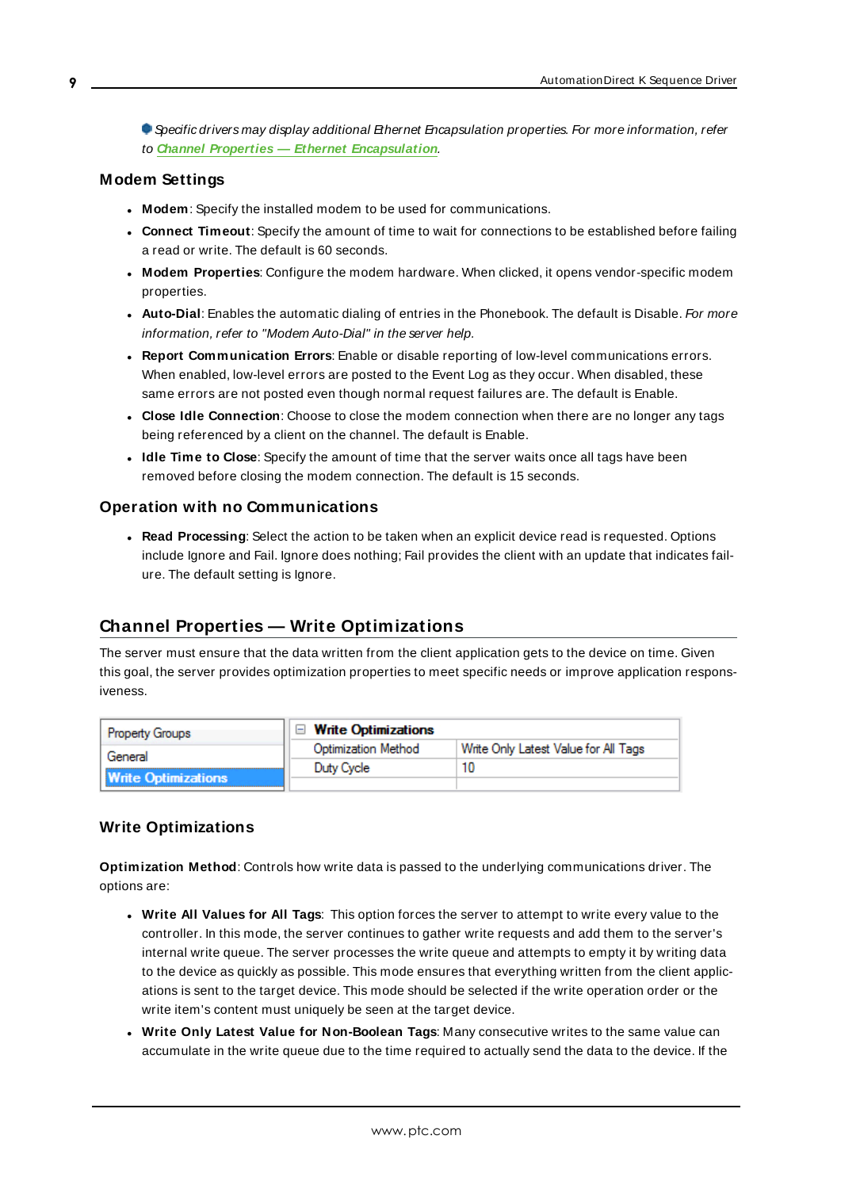Specific drivers may display additional Ethernet Encapsulation properties. For more information, refer to **Channel Properties — Ethernet Encapsulation**.

### Modem Settings

- **Modem**: Specify the installed modem to be used for communications.
- **Connect Timeout**: Specify the amount of time to wait for connections to be established before failing a read or write. The default is 60 seconds.
- **Modem Properties**: Configure the modem hardware. When clicked, it opens vendor-specific modem properties.
- **Auto-Dial**: Enables the automatic dialing of entries in the Phonebook. The default is Disable. *For more information, refer to "Modem Auto-Dial" in the server help.*
- **Report Communication Errors**: Enable or disable reporting of low-level communications errors. When enabled, low-level errors are posted to the Event Log as they occur. When disabled, these same errors are not posted even though normal request failures are. The default is Enable.
- **Close Idle Connection**: Choose to close the modem connection when there are no longer any tags being referenced by a client on the channel. The default is Enable.
- **Idle Time to Close**: Specify the amount of time that the server waits once all tags have been removed before closing the modem connection. The default is 15 seconds.

### Operation with no Communications

- **Read Processing**: Select the action to be taken when an explicit device read is requested. Options include Ignore and Fail. Ignore does nothing; Fail provides the client with an update that indicates failure. The default setting is Ignore.

## Channel Properties — Write Optimizations

The server must ensure that the data written from the client application gets to the device on time. Given this goal, the server provides optimization properties to meet specific needs or improve application responsiveness.

| Property Groups | Write Optimizations | |
|---|---|---|
| General | Optimization Method | Write Only Latest Value for All Tags |
| **Write Optimizations** | Duty Cycle | 10 |

### Write Optimizations

**Optimization Method**: Controls how write data is passed to the underlying communications driver. The options are:

- **Write All Values for All Tags**: This option forces the server to attempt to write every value to the controller. In this mode, the server continues to gather write requests and add them to the server's internal write queue. The server processes the write queue and attempts to empty it by writing data to the device as quickly as possible. This mode ensures that everything written from the client applications is sent to the target device. This mode should be selected if the write operation order or the write item's content must uniquely be seen at the target device.
- **Write Only Latest Value for Non-Boolean Tags**: Many consecutive writes to the same value can accumulate in the write queue due to the time required to actually send the data to the device. If the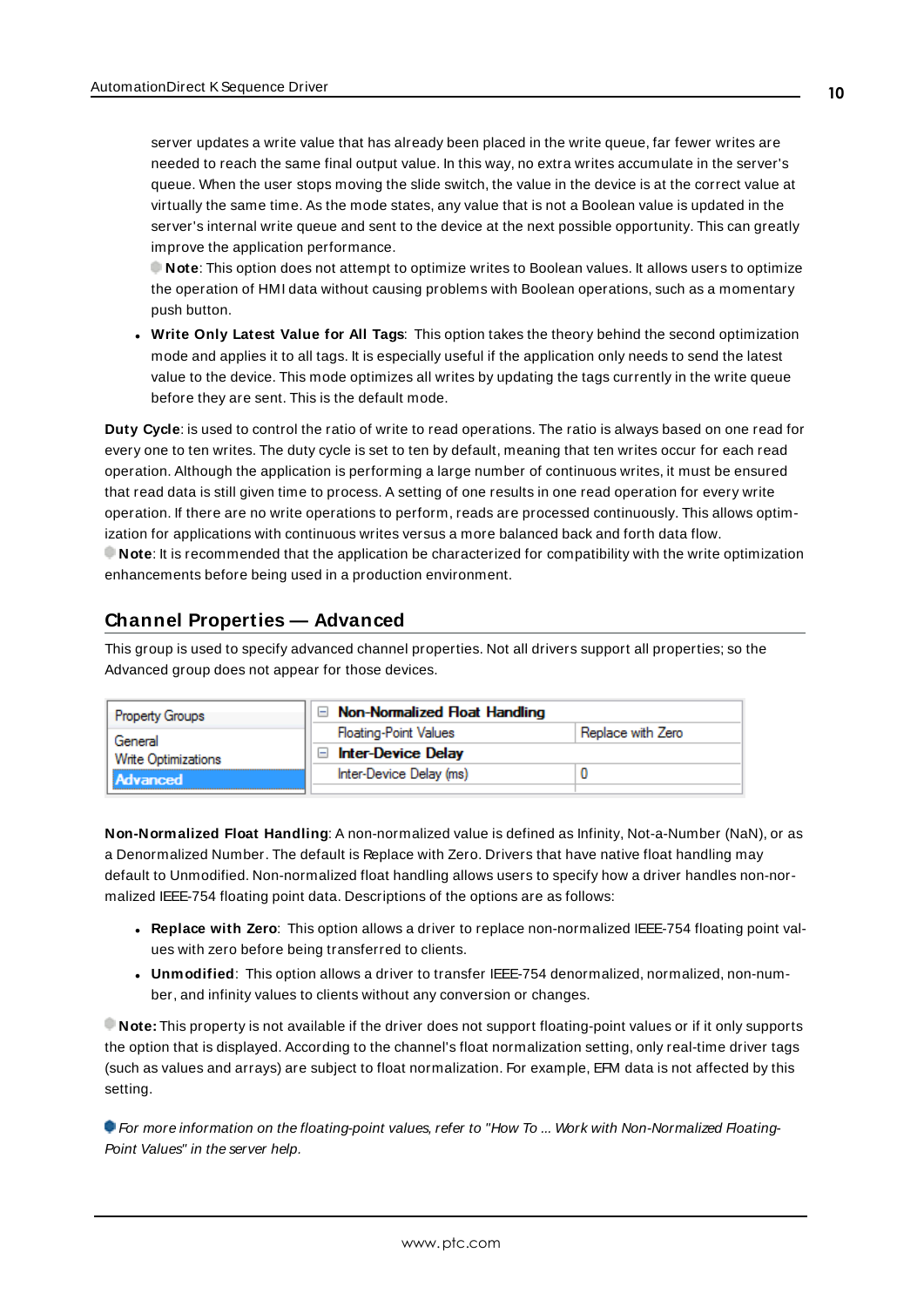server updates a write value that has already been placed in the write queue, far fewer writes are needed to reach the same final output value. In this way, no extra writes accumulate in the server's queue. When the user stops moving the slide switch, the value in the device is at the correct value at virtually the same time. As the mode states, any value that is not a Boolean value is updated in the server's internal write queue and sent to the device at the next possible opportunity. This can greatly improve the application performance.

**Note**: This option does not attempt to optimize writes to Boolean values. It allows users to optimize the operation of HMI data without causing problems with Boolean operations, such as a momentary push button.

- **Write Only Latest Value for All Tags**: This option takes the theory behind the second optimization mode and applies it to all tags. It is especially useful if the application only needs to send the latest value to the device. This mode optimizes all writes by updating the tags currently in the write queue before they are sent. This is the default mode.

**Duty Cycle**: is used to control the ratio of write to read operations. The ratio is always based on one read for every one to ten writes. The duty cycle is set to ten by default, meaning that ten writes occur for each read operation. Although the application is performing a large number of continuous writes, it must be ensured that read data is still given time to process. A setting of one results in one read operation for every write operation. If there are no write operations to perform, reads are processed continuously. This allows optimization for applications with continuous writes versus a more balanced back and forth data flow.

**Note**: It is recommended that the application be characterized for compatibility with the write optimization enhancements before being used in a production environment.

## Channel Properties — Advanced

This group is used to specify advanced channel properties. Not all drivers support all properties; so the Advanced group does not appear for those devices.

| Property Groups | | |
|---|---|---|
| General | **Non-Normalized Float Handling** | |
| Write Optimizations | Floating-Point Values | Replace with Zero |
| **Advanced** | **Inter-Device Delay** | |
| | Inter-Device Delay (ms) | 0 |

**Non-Normalized Float Handling**: A non-normalized value is defined as Infinity, Not-a-Number (NaN), or as a Denormalized Number. The default is Replace with Zero. Drivers that have native float handling may default to Unmodified. Non-normalized float handling allows users to specify how a driver handles non-normalized IEEE-754 floating point data. Descriptions of the options are as follows:

- **Replace with Zero**: This option allows a driver to replace non-normalized IEEE-754 floating point values with zero before being transferred to clients.
- **Unmodified**: This option allows a driver to transfer IEEE-754 denormalized, normalized, non-number, and infinity values to clients without any conversion or changes.

**Note:** This property is not available if the driver does not support floating-point values or if it only supports the option that is displayed. According to the channel's float normalization setting, only real-time driver tags (such as values and arrays) are subject to float normalization. For example, EFM data is not affected by this setting.

*For more information on the floating-point values, refer to "How To ... Work with Non-Normalized Floating-Point Values" in the server help.*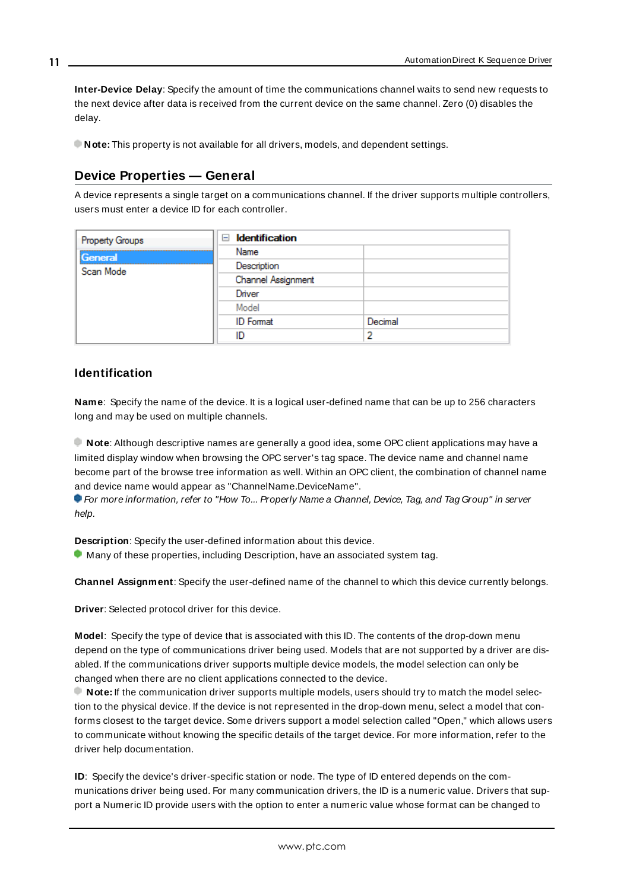**Inter-Device Delay**: Specify the amount of time the communications channel waits to send new requests to the next device after data is received from the current device on the same channel. Zero (0) disables the delay.

**Note:** This property is not available for all drivers, models, and dependent settings.

## Device Properties — General

A device represents a single target on a communications channel. If the driver supports multiple controllers, users must enter a device ID for each controller.

| Property Groups | Identification | |
|---|---|---|
| General | Name | |
| Scan Mode | Description | |
| | Channel Assignment | |
| | Driver | |
| | Model | |
| | ID Format | Decimal |
| | ID | 2 |

### Identification

**Name**: Specify the name of the device. It is a logical user-defined name that can be up to 256 characters long and may be used on multiple channels.

**Note**: Although descriptive names are generally a good idea, some OPC client applications may have a limited display window when browsing the OPC server's tag space. The device name and channel name become part of the browse tree information as well. Within an OPC client, the combination of channel name and device name would appear as "ChannelName.DeviceName".
*For more information, refer to "How To... Properly Name a Channel, Device, Tag, and Tag Group" in server help.*

**Description**: Specify the user-defined information about this device.
Many of these properties, including Description, have an associated system tag.

**Channel Assignment**: Specify the user-defined name of the channel to which this device currently belongs.

**Driver**: Selected protocol driver for this device.

**Model**: Specify the type of device that is associated with this ID. The contents of the drop-down menu depend on the type of communications driver being used. Models that are not supported by a driver are disabled. If the communications driver supports multiple device models, the model selection can only be changed when there are no client applications connected to the device.
**Note:** If the communication driver supports multiple models, users should try to match the model selection to the physical device. If the device is not represented in the drop-down menu, select a model that conforms closest to the target device. Some drivers support a model selection called "Open," which allows users to communicate without knowing the specific details of the target device. For more information, refer to the driver help documentation.

**ID**: Specify the device's driver-specific station or node. The type of ID entered depends on the communications driver being used. For many communication drivers, the ID is a numeric value. Drivers that support a Numeric ID provide users with the option to enter a numeric value whose format can be changed to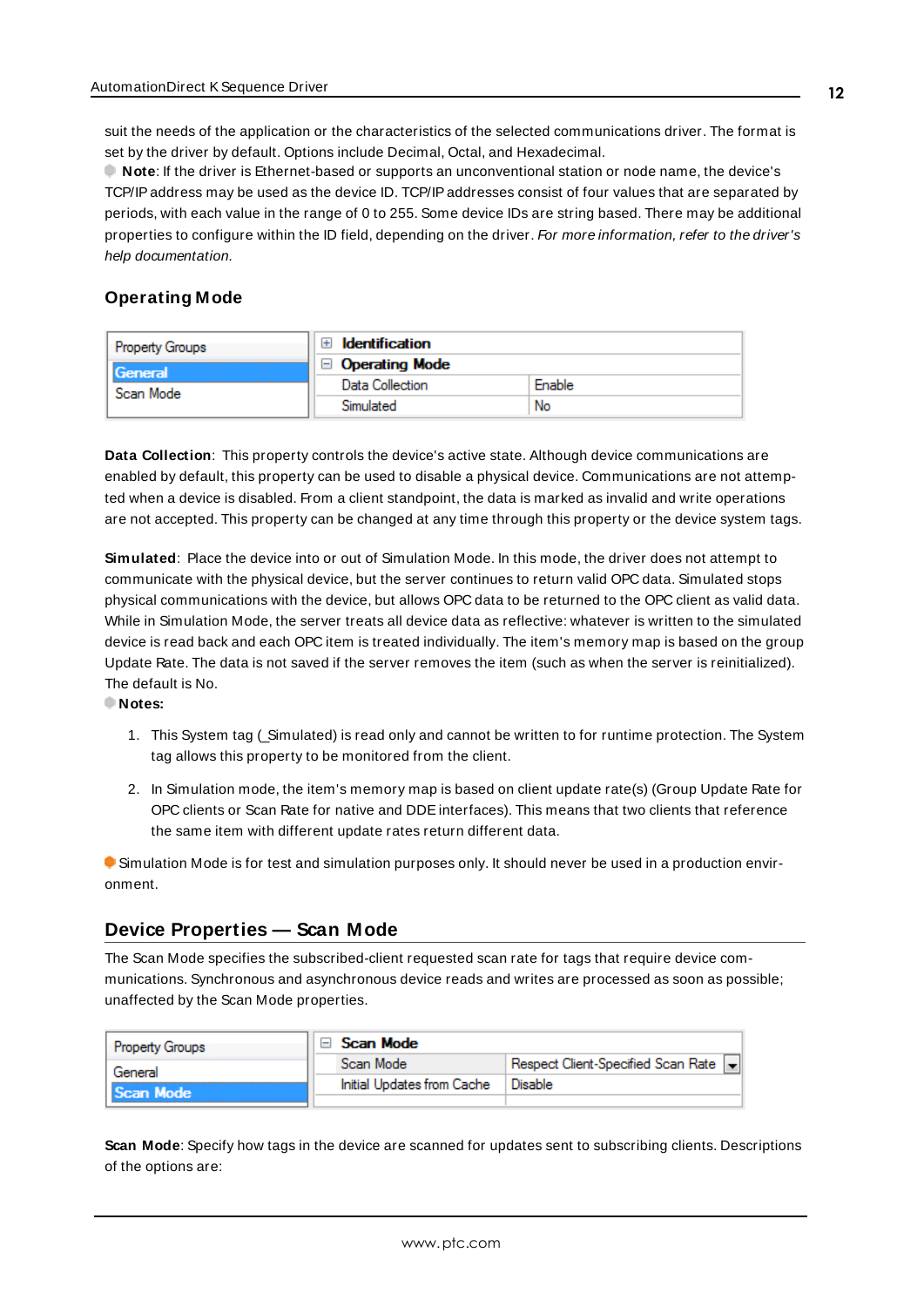suit the needs of the application or the characteristics of the selected communications driver. The format is set by the driver by default. Options include Decimal, Octal, and Hexadecimal.

**Note**: If the driver is Ethernet-based or supports an unconventional station or node name, the device's TCP/IP address may be used as the device ID. TCP/IP addresses consist of four values that are separated by periods, with each value in the range of 0 to 255. Some device IDs are string based. There may be additional properties to configure within the ID field, depending on the driver. *For more information, refer to the driver's help documentation.*

### Operating Mode

| Property Groups | Identification | |
|---|---|---|
| General | **Operating Mode** | |
| Scan Mode | Data Collection | Enable |
| | Simulated | No |

**Data Collection**: This property controls the device's active state. Although device communications are enabled by default, this property can be used to disable a physical device. Communications are not attempted when a device is disabled. From a client standpoint, the data is marked as invalid and write operations are not accepted. This property can be changed at any time through this property or the device system tags.

**Simulated**: Place the device into or out of Simulation Mode. In this mode, the driver does not attempt to communicate with the physical device, but the server continues to return valid OPC data. Simulated stops physical communications with the device, but allows OPC data to be returned to the OPC client as valid data. While in Simulation Mode, the server treats all device data as reflective: whatever is written to the simulated device is read back and each OPC item is treated individually. The item's memory map is based on the group Update Rate. The data is not saved if the server removes the item (such as when the server is reinitialized). The default is No.

**Notes:**

1. This System tag (_Simulated) is read only and cannot be written to for runtime protection. The System tag allows this property to be monitored from the client.
2. In Simulation mode, the item's memory map is based on client update rate(s) (Group Update Rate for OPC clients or Scan Rate for native and DDE interfaces). This means that two clients that reference the same item with different update rates return different data.

Simulation Mode is for test and simulation purposes only. It should never be used in a production environment.

## Device Properties — Scan Mode

The Scan Mode specifies the subscribed-client requested scan rate for tags that require device communications. Synchronous and asynchronous device reads and writes are processed as soon as possible; unaffected by the Scan Mode properties.

| Property Groups | **Scan Mode** | |
|---|---|---|
| General | Scan Mode | Respect Client-Specified Scan Rate |
| Scan Mode | Initial Updates from Cache | Disable |

**Scan Mode**: Specify how tags in the device are scanned for updates sent to subscribing clients. Descriptions of the options are: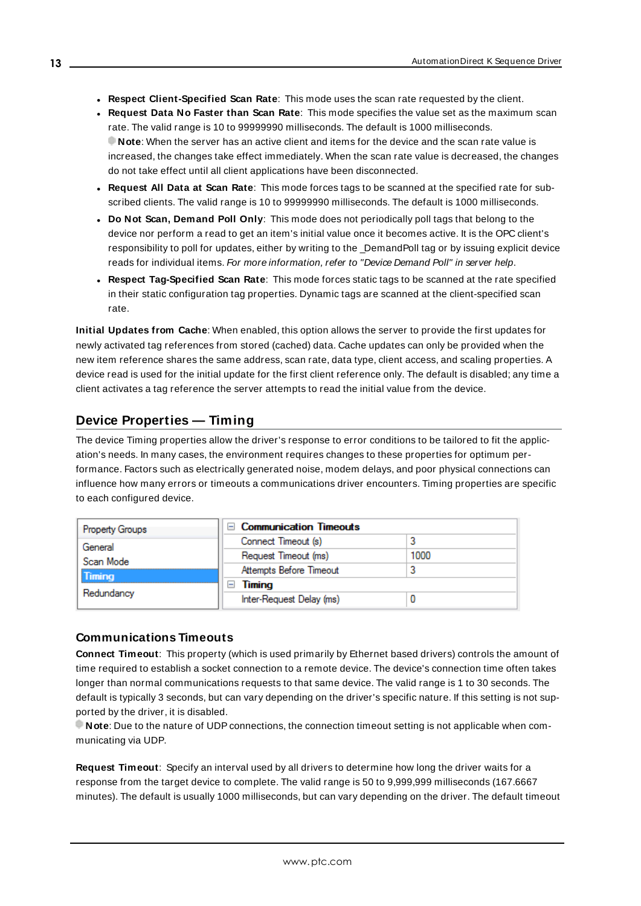- **Respect Client-Specified Scan Rate**: This mode uses the scan rate requested by the client.
- **Request Data No Faster than Scan Rate**: This mode specifies the value set as the maximum scan rate. The valid range is 10 to 99999990 milliseconds. The default is 1000 milliseconds.
  **Note**: When the server has an active client and items for the device and the scan rate value is increased, the changes take effect immediately. When the scan rate value is decreased, the changes do not take effect until all client applications have been disconnected.
- **Request All Data at Scan Rate**: This mode forces tags to be scanned at the specified rate for subscribed clients. The valid range is 10 to 99999990 milliseconds. The default is 1000 milliseconds.
- **Do Not Scan, Demand Poll Only**: This mode does not periodically poll tags that belong to the device nor perform a read to get an item's initial value once it becomes active. It is the OPC client's responsibility to poll for updates, either by writing to the _DemandPoll tag or by issuing explicit device reads for individual items. *For more information, refer to "Device Demand Poll" in server help*.
- **Respect Tag-Specified Scan Rate**: This mode forces static tags to be scanned at the rate specified in their static configuration tag properties. Dynamic tags are scanned at the client-specified scan rate.

**Initial Updates from Cache**: When enabled, this option allows the server to provide the first updates for newly activated tag references from stored (cached) data. Cache updates can only be provided when the new item reference shares the same address, scan rate, data type, client access, and scaling properties. A device read is used for the initial update for the first client reference only. The default is disabled; any time a client activates a tag reference the server attempts to read the initial value from the device.

## Device Properties — Timing

The device Timing properties allow the driver's response to error conditions to be tailored to fit the application's needs. In many cases, the environment requires changes to these properties for optimum performance. Factors such as electrically generated noise, modem delays, and poor physical connections can influence how many errors or timeouts a communications driver encounters. Timing properties are specific to each configured device.

| Property Groups | Property | Value |
| --- | --- | --- |
| General | **Communication Timeouts** | |
| Scan Mode | Connect Timeout (s) | 3 |
| **Timing** | Request Timeout (ms) | 1000 |
| Redundancy | Attempts Before Timeout | 3 |
| | **Timing** | |
| | Inter-Request Delay (ms) | 0 |

### Communications Timeouts

**Connect Timeout**: This property (which is used primarily by Ethernet based drivers) controls the amount of time required to establish a socket connection to a remote device. The device's connection time often takes longer than normal communications requests to that same device. The valid range is 1 to 30 seconds. The default is typically 3 seconds, but can vary depending on the driver's specific nature. If this setting is not supported by the driver, it is disabled.
**Note**: Due to the nature of UDP connections, the connection timeout setting is not applicable when communicating via UDP.

**Request Timeout**: Specify an interval used by all drivers to determine how long the driver waits for a response from the target device to complete. The valid range is 50 to 9,999,999 milliseconds (167.6667 minutes). The default is usually 1000 milliseconds, but can vary depending on the driver. The default timeout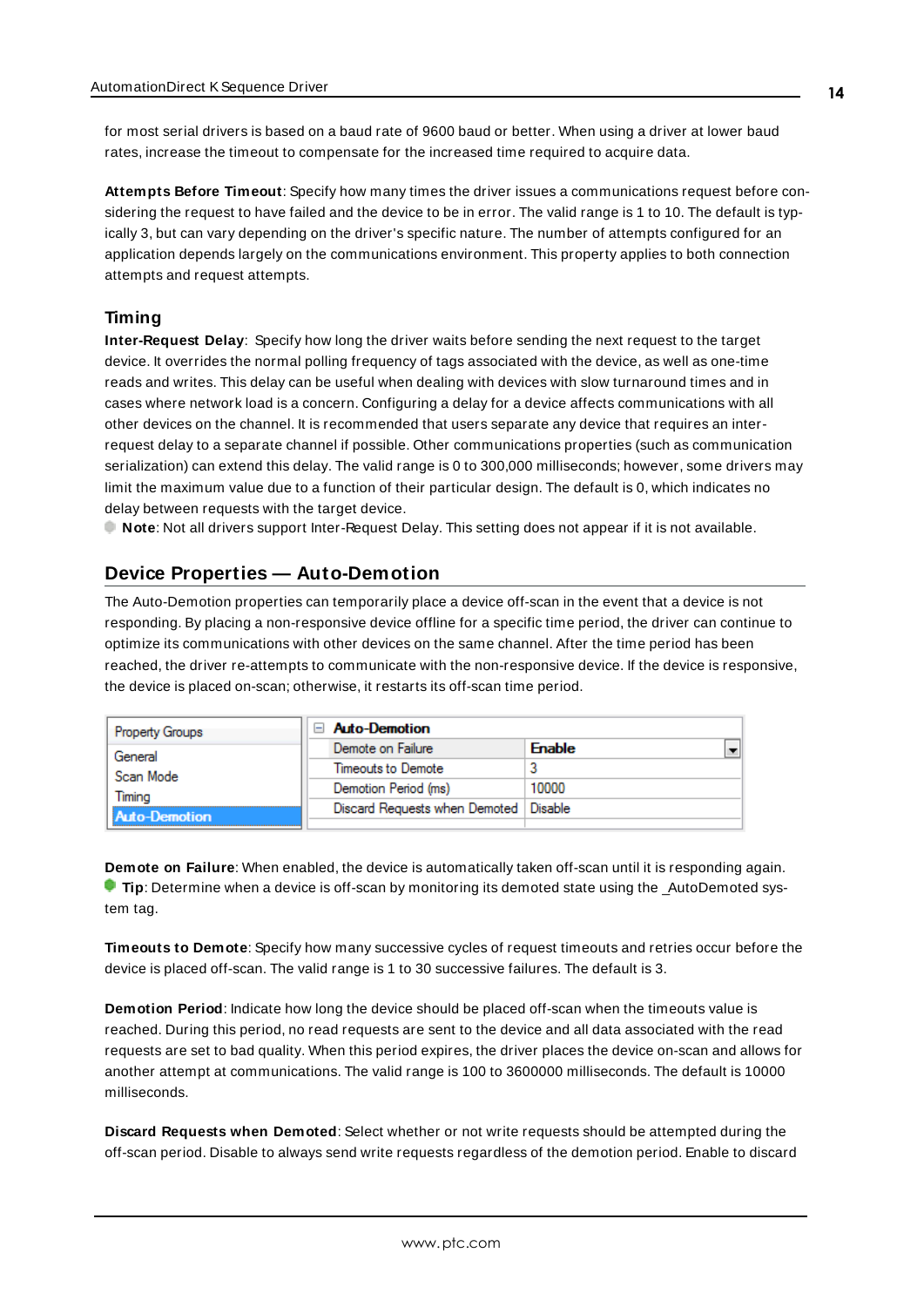for most serial drivers is based on a baud rate of 9600 baud or better. When using a driver at lower baud rates, increase the timeout to compensate for the increased time required to acquire data.

**Attempts Before Timeout**: Specify how many times the driver issues a communications request before considering the request to have failed and the device to be in error. The valid range is 1 to 10. The default is typically 3, but can vary depending on the driver's specific nature. The number of attempts configured for an application depends largely on the communications environment. This property applies to both connection attempts and request attempts.

### Timing

**Inter-Request Delay**: Specify how long the driver waits before sending the next request to the target device. It overrides the normal polling frequency of tags associated with the device, as well as one-time reads and writes. This delay can be useful when dealing with devices with slow turnaround times and in cases where network load is a concern. Configuring a delay for a device affects communications with all other devices on the channel. It is recommended that users separate any device that requires an inter-request delay to a separate channel if possible. Other communications properties (such as communication serialization) can extend this delay. The valid range is 0 to 300,000 milliseconds; however, some drivers may limit the maximum value due to a function of their particular design. The default is 0, which indicates no delay between requests with the target device.

**Note**: Not all drivers support Inter-Request Delay. This setting does not appear if it is not available.

## Device Properties — Auto-Demotion

The Auto-Demotion properties can temporarily place a device off-scan in the event that a device is not responding. By placing a non-responsive device offline for a specific time period, the driver can continue to optimize its communications with other devices on the same channel. After the time period has been reached, the driver re-attempts to communicate with the non-responsive device. If the device is responsive, the device is placed on-scan; otherwise, it restarts its off-scan time period.

| Property Groups | Auto-Demotion | |
|---|---|---|
| General | Demote on Failure | Enable |
| Scan Mode | Timeouts to Demote | 3 |
| Timing | Demotion Period (ms) | 10000 |
| Auto-Demotion | Discard Requests when Demoted | Disable |

**Demote on Failure**: When enabled, the device is automatically taken off-scan until it is responding again.

**Tip**: Determine when a device is off-scan by monitoring its demoted state using the _AutoDemoted system tag.

**Timeouts to Demote**: Specify how many successive cycles of request timeouts and retries occur before the device is placed off-scan. The valid range is 1 to 30 successive failures. The default is 3.

**Demotion Period**: Indicate how long the device should be placed off-scan when the timeouts value is reached. During this period, no read requests are sent to the device and all data associated with the read requests are set to bad quality. When this period expires, the driver places the device on-scan and allows for another attempt at communications. The valid range is 100 to 3600000 milliseconds. The default is 10000 milliseconds.

**Discard Requests when Demoted**: Select whether or not write requests should be attempted during the off-scan period. Disable to always send write requests regardless of the demotion period. Enable to discard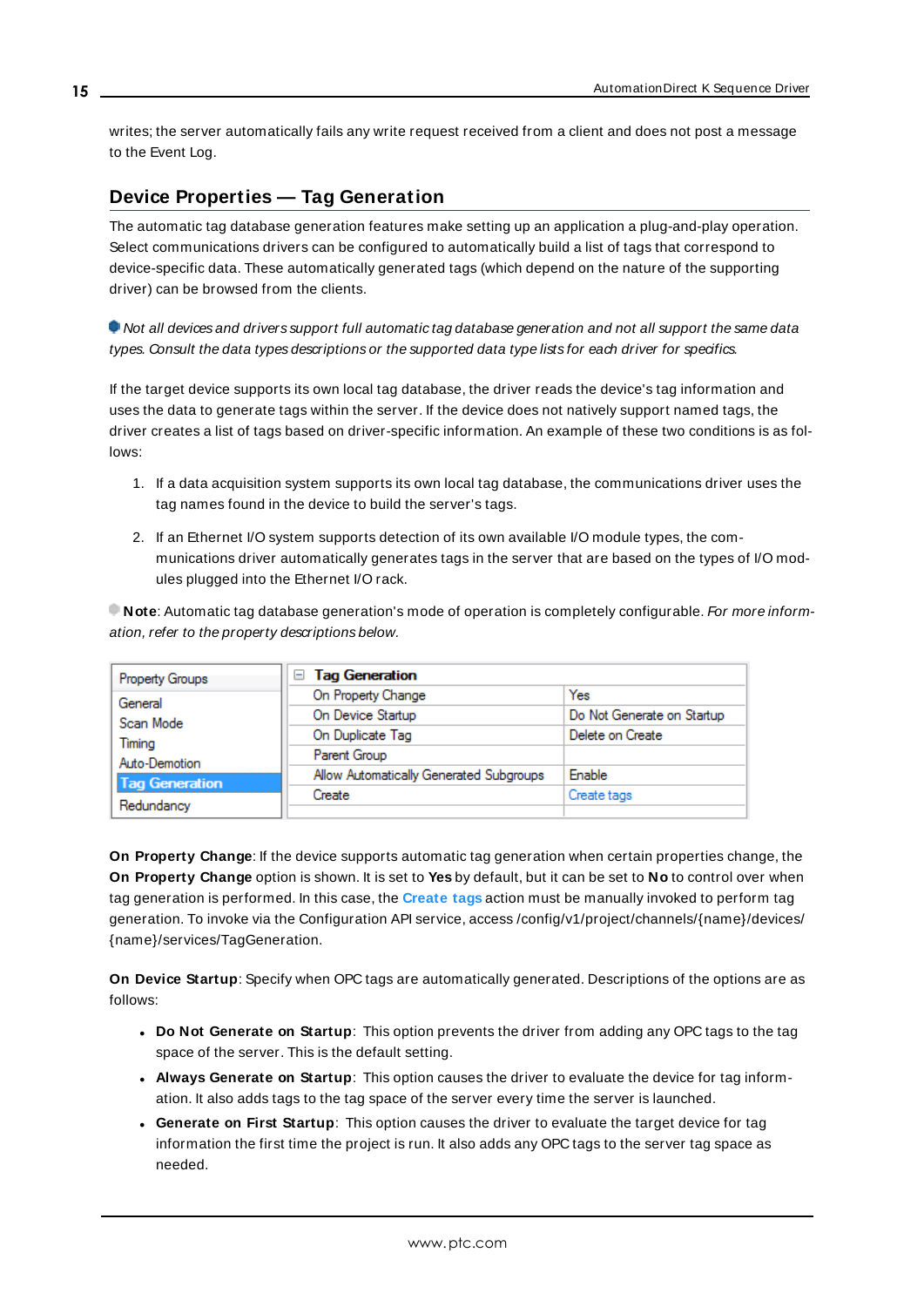writes; the server automatically fails any write request received from a client and does not post a message to the Event Log.

## Device Properties — Tag Generation

The automatic tag database generation features make setting up an application a plug-and-play operation. Select communications drivers can be configured to automatically build a list of tags that correspond to device-specific data. These automatically generated tags (which depend on the nature of the supporting driver) can be browsed from the clients.

*Not all devices and drivers support full automatic tag database generation and not all support the same data types. Consult the data types descriptions or the supported data type lists for each driver for specifics.*

If the target device supports its own local tag database, the driver reads the device's tag information and uses the data to generate tags within the server. If the device does not natively support named tags, the driver creates a list of tags based on driver-specific information. An example of these two conditions is as follows:

1. If a data acquisition system supports its own local tag database, the communications driver uses the tag names found in the device to build the server's tags.
2. If an Ethernet I/O system supports detection of its own available I/O module types, the communications driver automatically generates tags in the server that are based on the types of I/O modules plugged into the Ethernet I/O rack.

**Note**: Automatic tag database generation's mode of operation is completely configurable. *For more information, refer to the property descriptions below.*

| Property Groups | Tag Generation | |
|---|---|---|
| General | On Property Change | Yes |
| Scan Mode | On Device Startup | Do Not Generate on Startup |
| Timing | On Duplicate Tag | Delete on Create |
| Auto-Demotion | Parent Group | |
| **Tag Generation** | Allow Automatically Generated Subgroups | Enable |
| Redundancy | Create | Create tags |

**On Property Change**: If the device supports automatic tag generation when certain properties change, the **On Property Change** option is shown. It is set to **Yes** by default, but it can be set to **No** to control over when tag generation is performed. In this case, the **Create tags** action must be manually invoked to perform tag generation. To invoke via the Configuration API service, access /config/v1/project/channels/{name}/devices/{name}/services/TagGeneration.

**On Device Startup**: Specify when OPC tags are automatically generated. Descriptions of the options are as follows:

- **Do Not Generate on Startup**: This option prevents the driver from adding any OPC tags to the tag space of the server. This is the default setting.
- **Always Generate on Startup**: This option causes the driver to evaluate the device for tag information. It also adds tags to the tag space of the server every time the server is launched.
- **Generate on First Startup**: This option causes the driver to evaluate the target device for tag information the first time the project is run. It also adds any OPC tags to the server tag space as needed.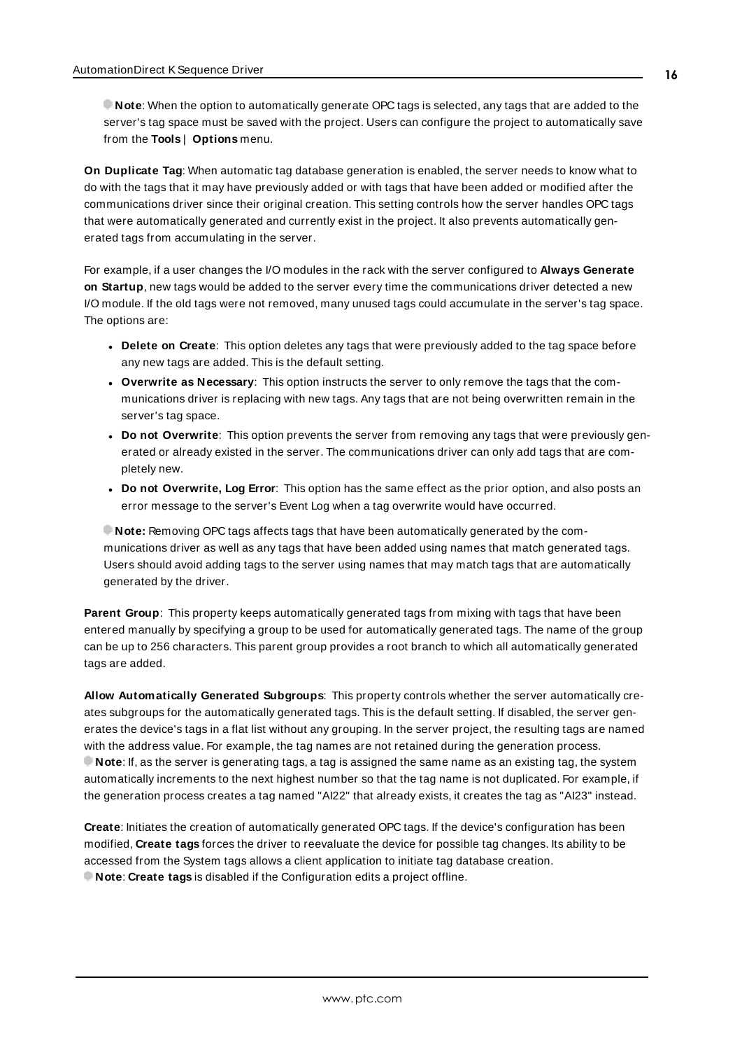**Note**: When the option to automatically generate OPC tags is selected, any tags that are added to the server's tag space must be saved with the project. Users can configure the project to automatically save from the **Tools** | **Options** menu.

**On Duplicate Tag**: When automatic tag database generation is enabled, the server needs to know what to do with the tags that it may have previously added or with tags that have been added or modified after the communications driver since their original creation. This setting controls how the server handles OPC tags that were automatically generated and currently exist in the project. It also prevents automatically generated tags from accumulating in the server.

For example, if a user changes the I/O modules in the rack with the server configured to **Always Generate on Startup**, new tags would be added to the server every time the communications driver detected a new I/O module. If the old tags were not removed, many unused tags could accumulate in the server's tag space. The options are:

- **Delete on Create**: This option deletes any tags that were previously added to the tag space before any new tags are added. This is the default setting.
- **Overwrite as Necessary**: This option instructs the server to only remove the tags that the communications driver is replacing with new tags. Any tags that are not being overwritten remain in the server's tag space.
- **Do not Overwrite**: This option prevents the server from removing any tags that were previously generated or already existed in the server. The communications driver can only add tags that are completely new.
- **Do not Overwrite, Log Error**: This option has the same effect as the prior option, and also posts an error message to the server's Event Log when a tag overwrite would have occurred.

**Note:** Removing OPC tags affects tags that have been automatically generated by the communications driver as well as any tags that have been added using names that match generated tags. Users should avoid adding tags to the server using names that may match tags that are automatically generated by the driver.

**Parent Group**: This property keeps automatically generated tags from mixing with tags that have been entered manually by specifying a group to be used for automatically generated tags. The name of the group can be up to 256 characters. This parent group provides a root branch to which all automatically generated tags are added.

**Allow Automatically Generated Subgroups**: This property controls whether the server automatically creates subgroups for the automatically generated tags. This is the default setting. If disabled, the server generates the device's tags in a flat list without any grouping. In the server project, the resulting tags are named with the address value. For example, the tag names are not retained during the generation process.
**Note**: If, as the server is generating tags, a tag is assigned the same name as an existing tag, the system automatically increments to the next highest number so that the tag name is not duplicated. For example, if the generation process creates a tag named "AI22" that already exists, it creates the tag as "AI23" instead.

**Create**: Initiates the creation of automatically generated OPC tags. If the device's configuration has been modified, **Create tags** forces the driver to reevaluate the device for possible tag changes. Its ability to be accessed from the System tags allows a client application to initiate tag database creation.
**Note**: **Create tags** is disabled if the Configuration edits a project offline.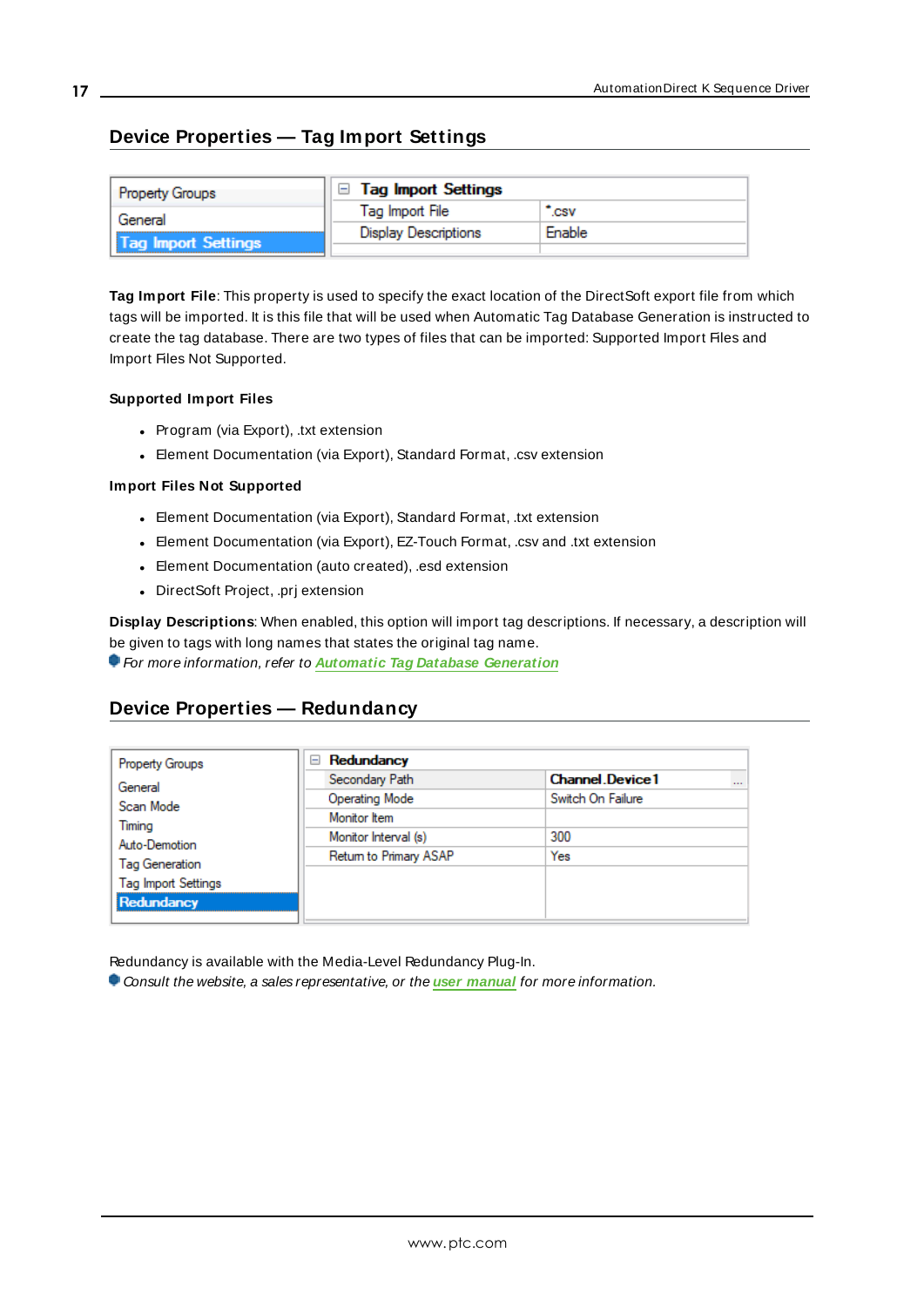## Device Properties — Tag Import Settings

| Property Groups | Tag Import Settings | |
|---|---|---|
| General | Tag Import File | *.csv |
| Tag Import Settings | Display Descriptions | Enable |

**Tag Import File**: This property is used to specify the exact location of the DirectSoft export file from which tags will be imported. It is this file that will be used when Automatic Tag Database Generation is instructed to create the tag database. There are two types of files that can be imported: Supported Import Files and Import Files Not Supported.

**Supported Import Files**

- Program (via Export), .txt extension
- Element Documentation (via Export), Standard Format, .csv extension

**Import Files Not Supported**

- Element Documentation (via Export), Standard Format, .txt extension
- Element Documentation (via Export), EZ-Touch Format, .csv and .txt extension
- Element Documentation (auto created), .esd extension
- DirectSoft Project, .prj extension

**Display Descriptions**: When enabled, this option will import tag descriptions. If necessary, a description will be given to tags with long names that states the original tag name.

*For more information, refer to **Automatic Tag Database Generation***

## Device Properties — Redundancy

| Property Groups | Redundancy | |
|---|---|---|
| General | Secondary Path | Channel.Device1 |
| Scan Mode | Operating Mode | Switch On Failure |
| Timing | Monitor Item | |
| Auto-Demotion | Monitor Interval (s) | 300 |
| Tag Generation | Return to Primary ASAP | Yes |
| Tag Import Settings | | |
| Redundancy | | |

Redundancy is available with the Media-Level Redundancy Plug-In.

*Consult the website, a sales representative, or the **user manual** for more information.*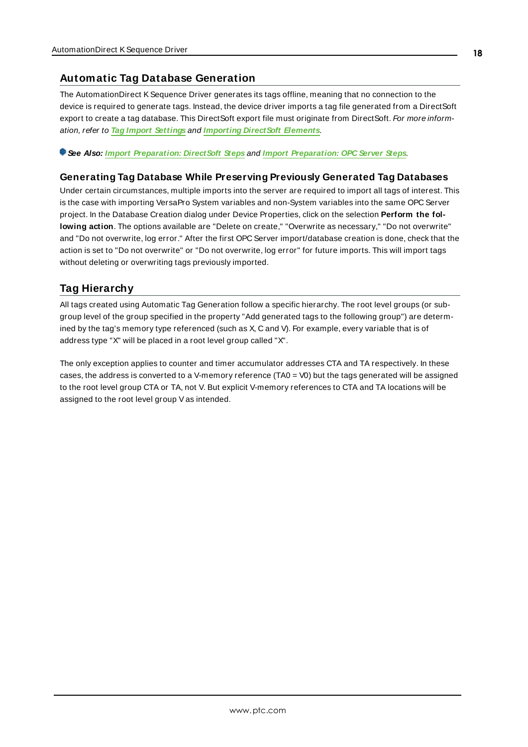## Automatic Tag Database Generation

The AutomationDirect K Sequence Driver generates its tags offline, meaning that no connection to the device is required to generate tags. Instead, the device driver imports a tag file generated from a DirectSoft export to create a tag database. This DirectSoft export file must originate from DirectSoft. *For more information, refer to* ***Tag Import Settings*** *and* ***Importing DirectSoft Elements****.*

***See Also:*** ***Import Preparation: DirectSoft Steps*** *and* ***Import Preparation: OPC Server Steps****.*

### Generating Tag Database While Preserving Previously Generated Tag Databases

Under certain circumstances, multiple imports into the server are required to import all tags of interest. This is the case with importing VersaPro System variables and non-System variables into the same OPC Server project. In the Database Creation dialog under Device Properties, click on the selection **Perform the following action**. The options available are "Delete on create," "Overwrite as necessary," "Do not overwrite" and "Do not overwrite, log error." After the first OPC Server import/database creation is done, check that the action is set to "Do not overwrite" or "Do not overwrite, log error" for future imports. This will import tags without deleting or overwriting tags previously imported.

## Tag Hierarchy

All tags created using Automatic Tag Generation follow a specific hierarchy. The root level groups (or subgroup level of the group specified in the property "Add generated tags to the following group") are determined by the tag's memory type referenced (such as X, C and V). For example, every variable that is of address type "X" will be placed in a root level group called "X".

The only exception applies to counter and timer accumulator addresses CTA and TA respectively. In these cases, the address is converted to a V-memory reference (TA0 = V0) but the tags generated will be assigned to the root level group CTA or TA, not V. But explicit V-memory references to CTA and TA locations will be assigned to the root level group V as intended.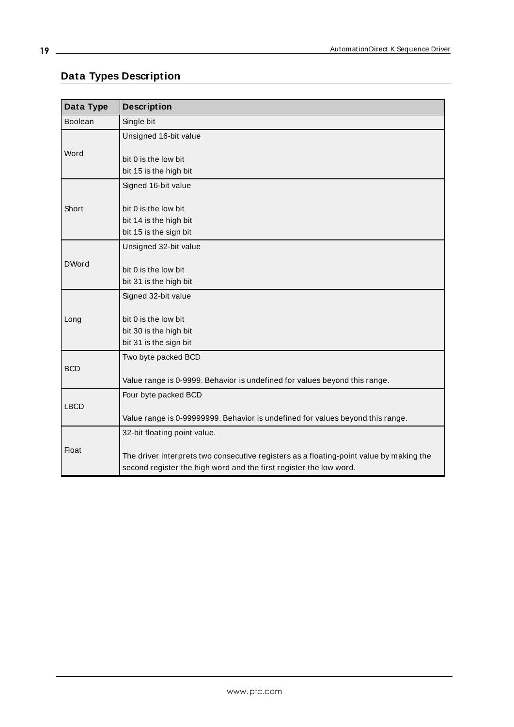## Data Types Description

| Data Type | Description |
|---|---|
| Boolean | Single bit |
| Word | Unsigned 16-bit value<br><br>bit 0 is the low bit<br>bit 15 is the high bit |
| Short | Signed 16-bit value<br><br>bit 0 is the low bit<br>bit 14 is the high bit<br>bit 15 is the sign bit |
| DWord | Unsigned 32-bit value<br><br>bit 0 is the low bit<br>bit 31 is the high bit |
| Long | Signed 32-bit value<br><br>bit 0 is the low bit<br>bit 30 is the high bit<br>bit 31 is the sign bit |
| BCD | Two byte packed BCD<br><br>Value range is 0-9999. Behavior is undefined for values beyond this range. |
| LBCD | Four byte packed BCD<br><br>Value range is 0-99999999. Behavior is undefined for values beyond this range. |
| Float | 32-bit floating point value.<br><br>The driver interprets two consecutive registers as a floating-point value by making the second register the high word and the first register the low word. |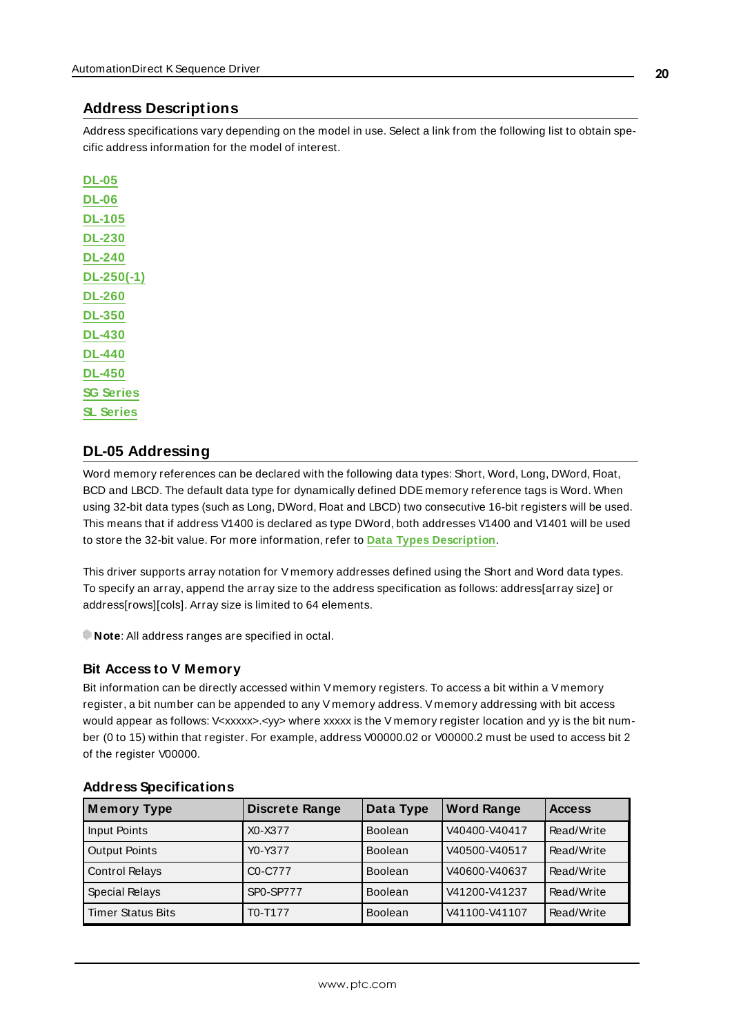## Address Descriptions

Address specifications vary depending on the model in use. Select a link from the following list to obtain specific address information for the model of interest.

**DL-05**
**DL-06**
**DL-105**
**DL-230**
**DL-240**
**DL-250(-1)**
**DL-260**
**DL-350**
**DL-430**
**DL-440**
**DL-450**
**SG Series**
**SL Series**

## DL-05 Addressing

Word memory references can be declared with the following data types: Short, Word, Long, DWord, Float, BCD and LBCD. The default data type for dynamically defined DDE memory reference tags is Word. When using 32-bit data types (such as Long, DWord, Float and LBCD) two consecutive 16-bit registers will be used. This means that if address V1400 is declared as type DWord, both addresses V1400 and V1401 will be used to store the 32-bit value. For more information, refer to **Data Types Description**.

This driver supports array notation for V memory addresses defined using the Short and Word data types. To specify an array, append the array size to the address specification as follows: address[array size] or address[rows][cols]. Array size is limited to 64 elements.

**Note**: All address ranges are specified in octal.

### Bit Access to V Memory

Bit information can be directly accessed within V memory registers. To access a bit within a V memory register, a bit number can be appended to any V memory address. V memory addressing with bit access would appear as follows: V<xxxxx>.<yy> where xxxxx is the V memory register location and yy is the bit number (0 to 15) within that register. For example, address V00000.02 or V00000.2 must be used to access bit 2 of the register V00000.

### Address Specifications

| Memory Type | Discrete Range | Data Type | Word Range | Access |
|---|---|---|---|---|
| Input Points | X0-X377 | Boolean | V40400-V40417 | Read/Write |
| Output Points | Y0-Y377 | Boolean | V40500-V40517 | Read/Write |
| Control Relays | C0-C777 | Boolean | V40600-V40637 | Read/Write |
| Special Relays | SP0-SP777 | Boolean | V41200-V41237 | Read/Write |
| Timer Status Bits | T0-T177 | Boolean | V41100-V41107 | Read/Write |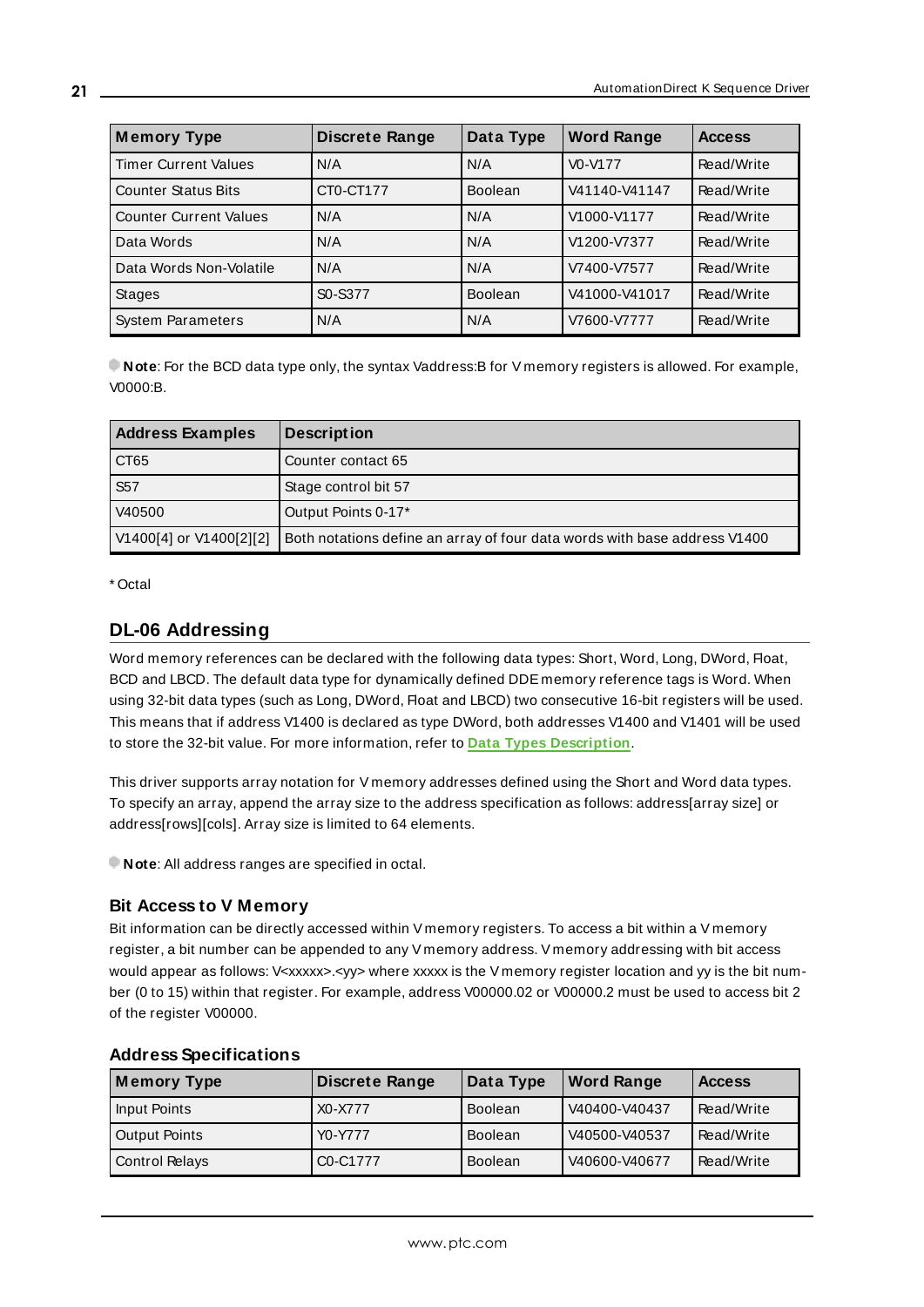| Memory Type | Discrete Range | Data Type | Word Range | Access |
|---|---|---|---|---|
| Timer Current Values | N/A | N/A | V0-V177 | Read/Write |
| Counter Status Bits | CT0-CT177 | Boolean | V41140-V41147 | Read/Write |
| Counter Current Values | N/A | N/A | V1000-V1177 | Read/Write |
| Data Words | N/A | N/A | V1200-V7377 | Read/Write |
| Data Words Non-Volatile | N/A | N/A | V7400-V7577 | Read/Write |
| Stages | S0-S377 | Boolean | V41000-V41017 | Read/Write |
| System Parameters | N/A | N/A | V7600-V7777 | Read/Write |

**Note**: For the BCD data type only, the syntax Vaddress:B for V memory registers is allowed. For example, V0000:B.

| Address Examples | Description |
|---|---|
| CT65 | Counter contact 65 |
| S57 | Stage control bit 57 |
| V40500 | Output Points 0-17* |
| V1400[4] or V1400[2][2] | Both notations define an array of four data words with base address V1400 |

* Octal

## DL-06 Addressing

Word memory references can be declared with the following data types: Short, Word, Long, DWord, Float, BCD and LBCD. The default data type for dynamically defined DDE memory reference tags is Word. When using 32-bit data types (such as Long, DWord, Float and LBCD) two consecutive 16-bit registers will be used. This means that if address V1400 is declared as type DWord, both addresses V1400 and V1401 will be used to store the 32-bit value. For more information, refer to **Data Types Description**.

This driver supports array notation for V memory addresses defined using the Short and Word data types. To specify an array, append the array size to the address specification as follows: address[array size] or address[rows][cols]. Array size is limited to 64 elements.

**Note**: All address ranges are specified in octal.

### Bit Access to V Memory

Bit information can be directly accessed within V memory registers. To access a bit within a V memory register, a bit number can be appended to any V memory address. V memory addressing with bit access would appear as follows: V<xxxxx>.<yy> where xxxxx is the V memory register location and yy is the bit number (0 to 15) within that register. For example, address V00000.02 or V00000.2 must be used to access bit 2 of the register V00000.

### Address Specifications

| Memory Type | Discrete Range | Data Type | Word Range | Access |
|---|---|---|---|---|
| Input Points | X0-X777 | Boolean | V40400-V40437 | Read/Write |
| Output Points | Y0-Y777 | Boolean | V40500-V40537 | Read/Write |
| Control Relays | C0-C1777 | Boolean | V40600-V40677 | Read/Write |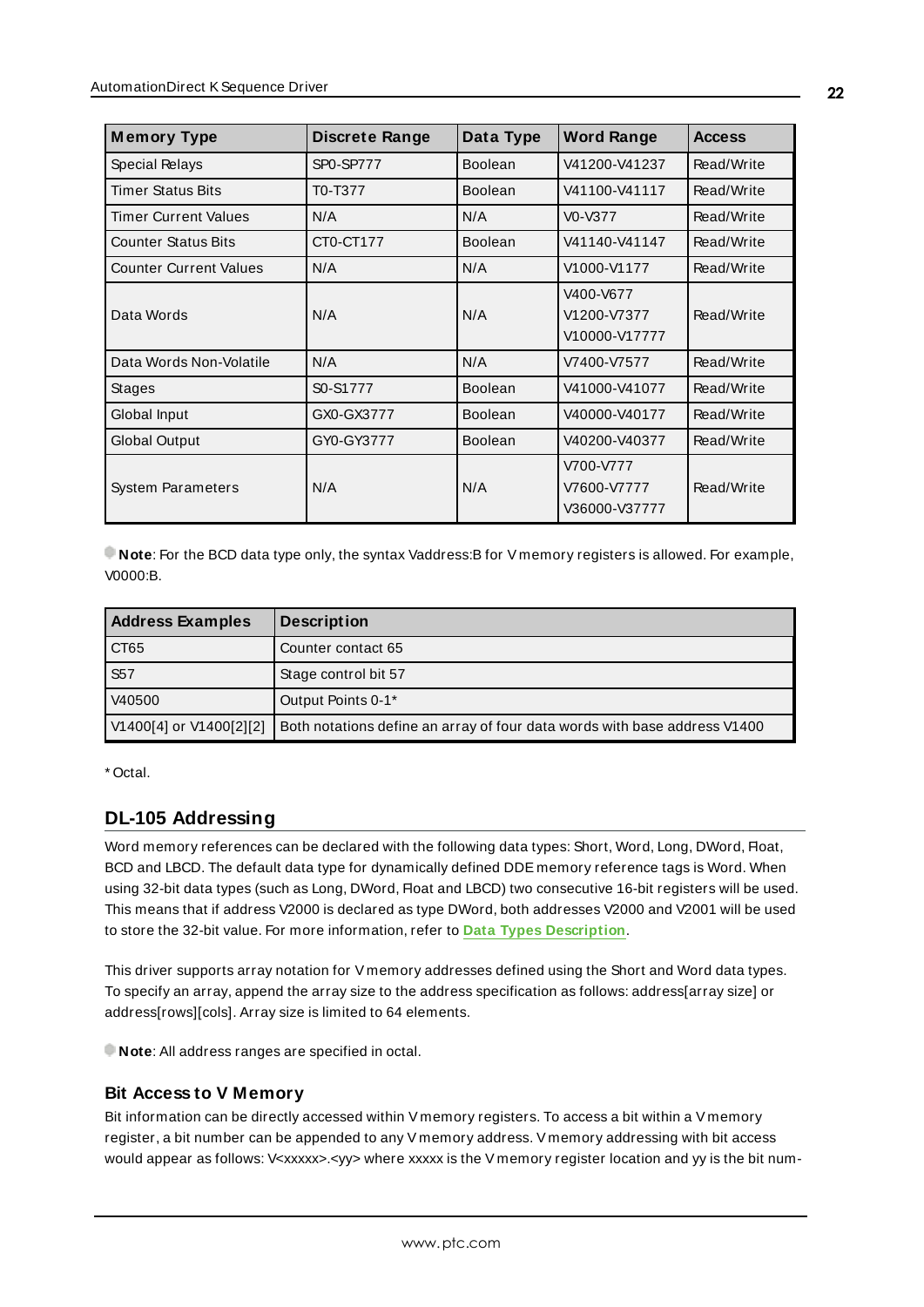| Memory Type | Discrete Range | Data Type | Word Range | Access |
|---|---|---|---|---|
| Special Relays | SP0-SP777 | Boolean | V41200-V41237 | Read/Write |
| Timer Status Bits | T0-T377 | Boolean | V41100-V41117 | Read/Write |
| Timer Current Values | N/A | N/A | V0-V377 | Read/Write |
| Counter Status Bits | CT0-CT177 | Boolean | V41140-V41147 | Read/Write |
| Counter Current Values | N/A | N/A | V1000-V1177 | Read/Write |
| Data Words | N/A | N/A | V400-V677<br>V1200-V7377<br>V10000-V17777 | Read/Write |
| Data Words Non-Volatile | N/A | N/A | V7400-V7577 | Read/Write |
| Stages | S0-S1777 | Boolean | V41000-V41077 | Read/Write |
| Global Input | GX0-GX3777 | Boolean | V40000-V40177 | Read/Write |
| Global Output | GY0-GY3777 | Boolean | V40200-V40377 | Read/Write |
| System Parameters | N/A | N/A | V700-V777<br>V7600-V7777<br>V36000-V37777 | Read/Write |

**Note**: For the BCD data type only, the syntax Vaddress:B for V memory registers is allowed. For example, V0000:B.

| Address Examples | Description |
|---|---|
| CT65 | Counter contact 65 |
| S57 | Stage control bit 57 |
| V40500 | Output Points 0-1* |
| V1400[4] or V1400[2][2] | Both notations define an array of four data words with base address V1400 |

* Octal.

## DL-105 Addressing

Word memory references can be declared with the following data types: Short, Word, Long, DWord, Float, BCD and LBCD. The default data type for dynamically defined DDE memory reference tags is Word. When using 32-bit data types (such as Long, DWord, Float and LBCD) two consecutive 16-bit registers will be used. This means that if address V2000 is declared as type DWord, both addresses V2000 and V2001 will be used to store the 32-bit value. For more information, refer to **Data Types Description**.

This driver supports array notation for V memory addresses defined using the Short and Word data types. To specify an array, append the array size to the address specification as follows: address[array size] or address[rows][cols]. Array size is limited to 64 elements.

**Note**: All address ranges are specified in octal.

### Bit Access to V Memory

Bit information can be directly accessed within V memory registers. To access a bit within a V memory register, a bit number can be appended to any V memory address. V memory addressing with bit access would appear as follows: V<xxxxx>.<yy> where xxxxx is the V memory register location and yy is the bit num-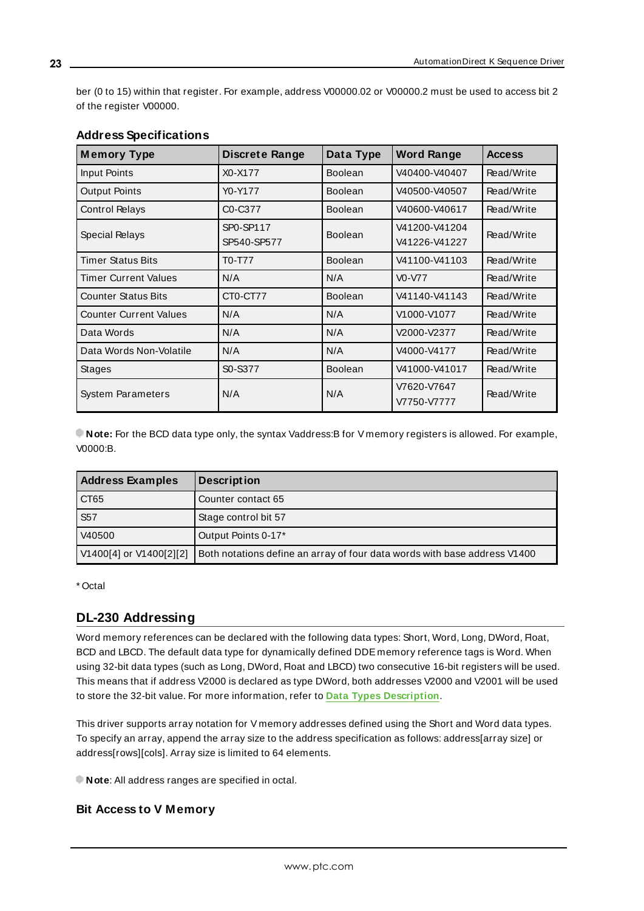ber (0 to 15) within that register. For example, address V00000.02 or V00000.2 must be used to access bit 2 of the register V00000.

### Address Specifications

| Memory Type | Discrete Range | Data Type | Word Range | Access |
|---|---|---|---|---|
| Input Points | X0-X177 | Boolean | V40400-V40407 | Read/Write |
| Output Points | Y0-Y177 | Boolean | V40500-V40507 | Read/Write |
| Control Relays | C0-C377 | Boolean | V40600-V40617 | Read/Write |
| Special Relays | SP0-SP117<br>SP540-SP577 | Boolean | V41200-V41204<br>V41226-V41227 | Read/Write |
| Timer Status Bits | T0-T77 | Boolean | V41100-V41103 | Read/Write |
| Timer Current Values | N/A | N/A | V0-V77 | Read/Write |
| Counter Status Bits | CT0-CT77 | Boolean | V41140-V41143 | Read/Write |
| Counter Current Values | N/A | N/A | V1000-V1077 | Read/Write |
| Data Words | N/A | N/A | V2000-V2377 | Read/Write |
| Data Words Non-Volatile | N/A | N/A | V4000-V4177 | Read/Write |
| Stages | S0-S377 | Boolean | V41000-V41017 | Read/Write |
| System Parameters | N/A | N/A | V7620-V7647<br>V7750-V7777 | Read/Write |

**Note:** For the BCD data type only, the syntax Vaddress:B for V memory registers is allowed. For example, V0000:B.

| Address Examples | Description |
|---|---|
| CT65 | Counter contact 65 |
| S57 | Stage control bit 57 |
| V40500 | Output Points 0-17* |
| V1400[4] or V1400[2][2] | Both notations define an array of four data words with base address V1400 |

* Octal

## DL-230 Addressing

Word memory references can be declared with the following data types: Short, Word, Long, DWord, Float, BCD and LBCD. The default data type for dynamically defined DDE memory reference tags is Word. When using 32-bit data types (such as Long, DWord, Float and LBCD) two consecutive 16-bit registers will be used. This means that if address V2000 is declared as type DWord, both addresses V2000 and V2001 will be used to store the 32-bit value. For more information, refer to **Data Types Description**.

This driver supports array notation for V memory addresses defined using the Short and Word data types. To specify an array, append the array size to the address specification as follows: address[array size] or address[rows][cols]. Array size is limited to 64 elements.

**Note**: All address ranges are specified in octal.

### Bit Access to V Memory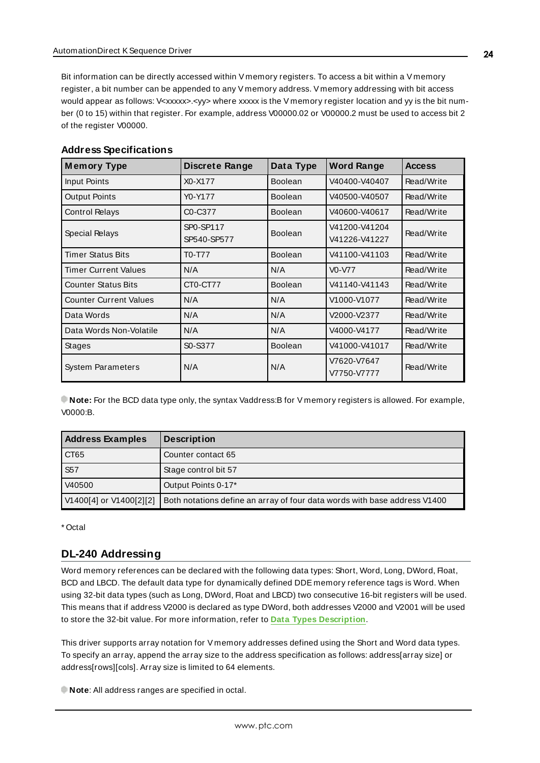Bit information can be directly accessed within V memory registers. To access a bit within a V memory register, a bit number can be appended to any V memory address. V memory addressing with bit access would appear as follows: V<xxxxx>.<yy> where xxxxx is the V memory register location and yy is the bit number (0 to 15) within that register. For example, address V00000.02 or V00000.2 must be used to access bit 2 of the register V00000.

### Address Specifications

| Memory Type | Discrete Range | Data Type | Word Range | Access |
|---|---|---|---|---|
| Input Points | X0-X177 | Boolean | V40400-V40407 | Read/Write |
| Output Points | Y0-Y177 | Boolean | V40500-V40507 | Read/Write |
| Control Relays | C0-C377 | Boolean | V40600-V40617 | Read/Write |
| Special Relays | SP0-SP117<br>SP540-SP577 | Boolean | V41200-V41204<br>V41226-V41227 | Read/Write |
| Timer Status Bits | T0-T77 | Boolean | V41100-V41103 | Read/Write |
| Timer Current Values | N/A | N/A | V0-V77 | Read/Write |
| Counter Status Bits | CT0-CT77 | Boolean | V41140-V41143 | Read/Write |
| Counter Current Values | N/A | N/A | V1000-V1077 | Read/Write |
| Data Words | N/A | N/A | V2000-V2377 | Read/Write |
| Data Words Non-Volatile | N/A | N/A | V4000-V4177 | Read/Write |
| Stages | S0-S377 | Boolean | V41000-V41017 | Read/Write |
| System Parameters | N/A | N/A | V7620-V7647<br>V7750-V7777 | Read/Write |

**Note:** For the BCD data type only, the syntax Vaddress:B for V memory registers is allowed. For example, V0000:B.

| Address Examples | Description |
|---|---|
| CT65 | Counter contact 65 |
| S57 | Stage control bit 57 |
| V40500 | Output Points 0-17* |
| V1400[4] or V1400[2][2] | Both notations define an array of four data words with base address V1400 |

* Octal

## DL-240 Addressing

Word memory references can be declared with the following data types: Short, Word, Long, DWord, Float, BCD and LBCD. The default data type for dynamically defined DDE memory reference tags is Word. When using 32-bit data types (such as Long, DWord, Float and LBCD) two consecutive 16-bit registers will be used. This means that if address V2000 is declared as type DWord, both addresses V2000 and V2001 will be used to store the 32-bit value. For more information, refer to **Data Types Description**.

This driver supports array notation for V memory addresses defined using the Short and Word data types. To specify an array, append the array size to the address specification as follows: address[array size] or address[rows][cols]. Array size is limited to 64 elements.

**Note**: All address ranges are specified in octal.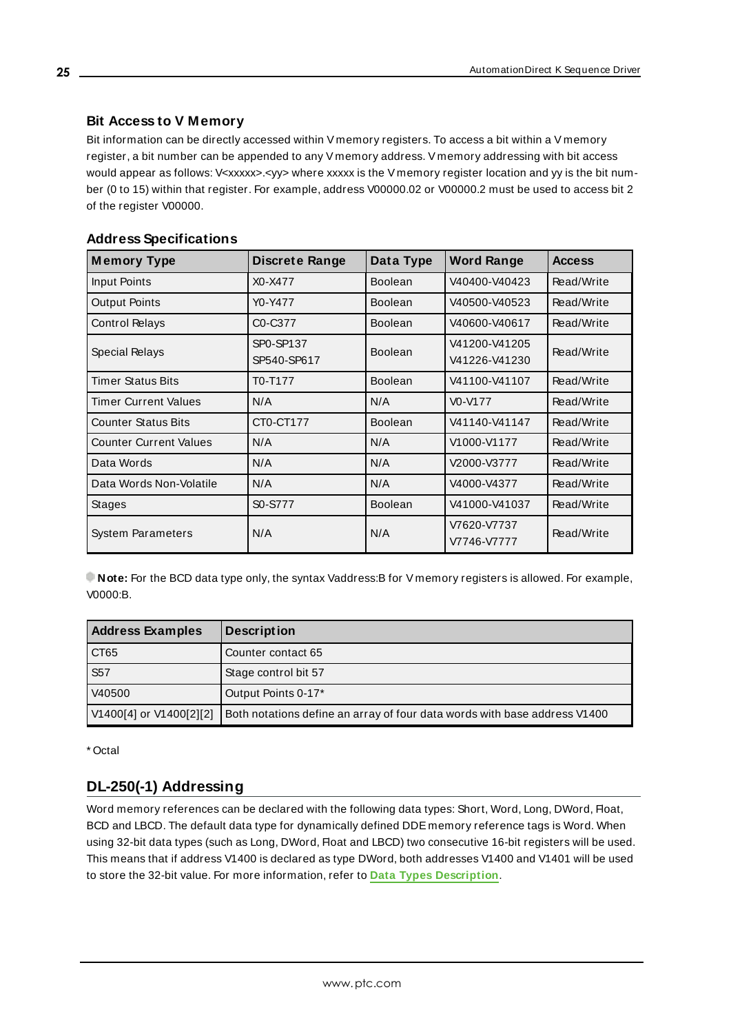### Bit Access to V Memory

Bit information can be directly accessed within V memory registers. To access a bit within a V memory register, a bit number can be appended to any V memory address. V memory addressing with bit access would appear as follows: V<xxxxx>.<yy> where xxxxx is the V memory register location and yy is the bit number (0 to 15) within that register. For example, address V00000.02 or V00000.2 must be used to access bit 2 of the register V00000.

### Address Specifications

| Memory Type | Discrete Range | Data Type | Word Range | Access |
|---|---|---|---|---|
| Input Points | X0-X477 | Boolean | V40400-V40423 | Read/Write |
| Output Points | Y0-Y477 | Boolean | V40500-V40523 | Read/Write |
| Control Relays | C0-C377 | Boolean | V40600-V40617 | Read/Write |
| Special Relays | SP0-SP137<br>SP540-SP617 | Boolean | V41200-V41205<br>V41226-V41230 | Read/Write |
| Timer Status Bits | T0-T177 | Boolean | V41100-V41107 | Read/Write |
| Timer Current Values | N/A | N/A | V0-V177 | Read/Write |
| Counter Status Bits | CT0-CT177 | Boolean | V41140-V41147 | Read/Write |
| Counter Current Values | N/A | N/A | V1000-V1177 | Read/Write |
| Data Words | N/A | N/A | V2000-V3777 | Read/Write |
| Data Words Non-Volatile | N/A | N/A | V4000-V4377 | Read/Write |
| Stages | S0-S777 | Boolean | V41000-V41037 | Read/Write |
| System Parameters | N/A | N/A | V7620-V7737<br>V7746-V7777 | Read/Write |

**Note:** For the BCD data type only, the syntax Vaddress:B for V memory registers is allowed. For example, V0000:B.

| Address Examples | Description |
|---|---|
| CT65 | Counter contact 65 |
| S57 | Stage control bit 57 |
| V40500 | Output Points 0-17* |
| V1400[4] or V1400[2][2] | Both notations define an array of four data words with base address V1400 |

* Octal

## DL-250(-1) Addressing

Word memory references can be declared with the following data types: Short, Word, Long, DWord, Float, BCD and LBCD. The default data type for dynamically defined DDE memory reference tags is Word. When using 32-bit data types (such as Long, DWord, Float and LBCD) two consecutive 16-bit registers will be used. This means that if address V1400 is declared as type DWord, both addresses V1400 and V1401 will be used to store the 32-bit value. For more information, refer to **Data Types Description**.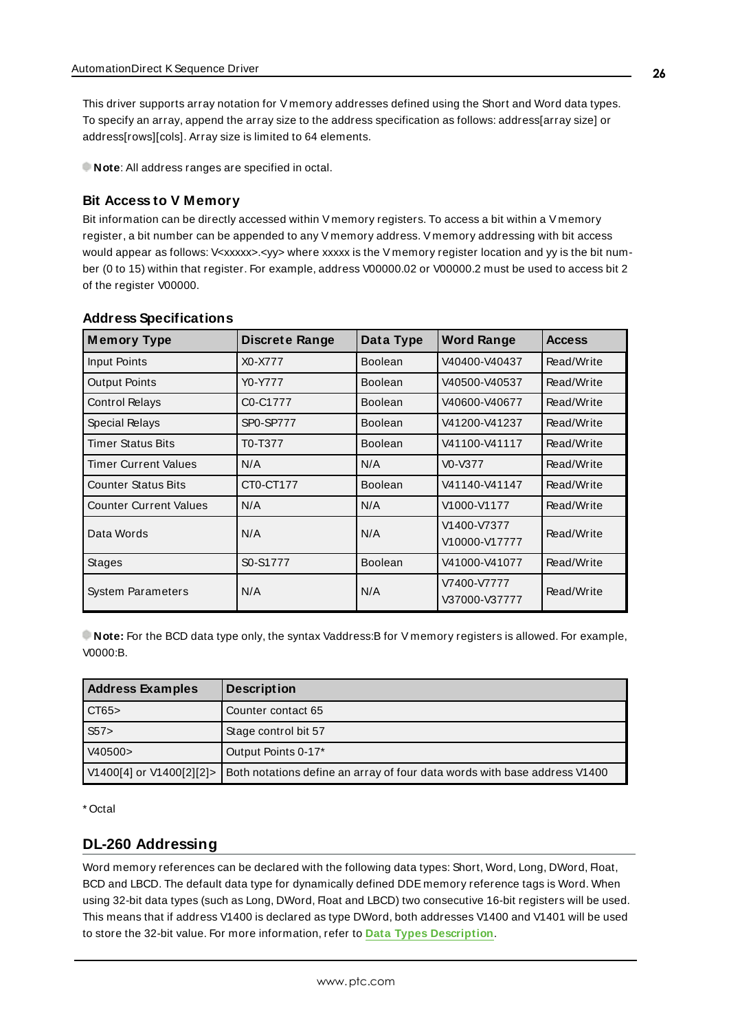This driver supports array notation for V memory addresses defined using the Short and Word data types. To specify an array, append the array size to the address specification as follows: address[array size] or address[rows][cols]. Array size is limited to 64 elements.

**Note**: All address ranges are specified in octal.

### Bit Access to V Memory

Bit information can be directly accessed within V memory registers. To access a bit within a V memory register, a bit number can be appended to any V memory address. V memory addressing with bit access would appear as follows: V<xxxxx>.<yy> where xxxxx is the V memory register location and yy is the bit number (0 to 15) within that register. For example, address V00000.02 or V00000.2 must be used to access bit 2 of the register V00000.

### Address Specifications

| Memory Type | Discrete Range | Data Type | Word Range | Access |
|---|---|---|---|---|
| Input Points | X0-X777 | Boolean | V40400-V40437 | Read/Write |
| Output Points | Y0-Y777 | Boolean | V40500-V40537 | Read/Write |
| Control Relays | C0-C1777 | Boolean | V40600-V40677 | Read/Write |
| Special Relays | SP0-SP777 | Boolean | V41200-V41237 | Read/Write |
| Timer Status Bits | T0-T377 | Boolean | V41100-V41117 | Read/Write |
| Timer Current Values | N/A | N/A | V0-V377 | Read/Write |
| Counter Status Bits | CT0-CT177 | Boolean | V41140-V41147 | Read/Write |
| Counter Current Values | N/A | N/A | V1000-V1177 | Read/Write |
| Data Words | N/A | N/A | V1400-V7377 V10000-V17777 | Read/Write |
| Stages | S0-S1777 | Boolean | V41000-V41077 | Read/Write |
| System Parameters | N/A | N/A | V7400-V7777 V37000-V37777 | Read/Write |

**Note:** For the BCD data type only, the syntax Vaddress:B for V memory registers is allowed. For example, V0000:B.

| Address Examples | Description |
|---|---|
| CT65> | Counter contact 65 |
| S57> | Stage control bit 57 |
| V40500> | Output Points 0-17* |
| V1400[4] or V1400[2][2]> | Both notations define an array of four data words with base address V1400 |

* Octal

## DL-260 Addressing

Word memory references can be declared with the following data types: Short, Word, Long, DWord, Float, BCD and LBCD. The default data type for dynamically defined DDE memory reference tags is Word. When using 32-bit data types (such as Long, DWord, Float and LBCD) two consecutive 16-bit registers will be used. This means that if address V1400 is declared as type DWord, both addresses V1400 and V1401 will be used to store the 32-bit value. For more information, refer to **Data Types Description**.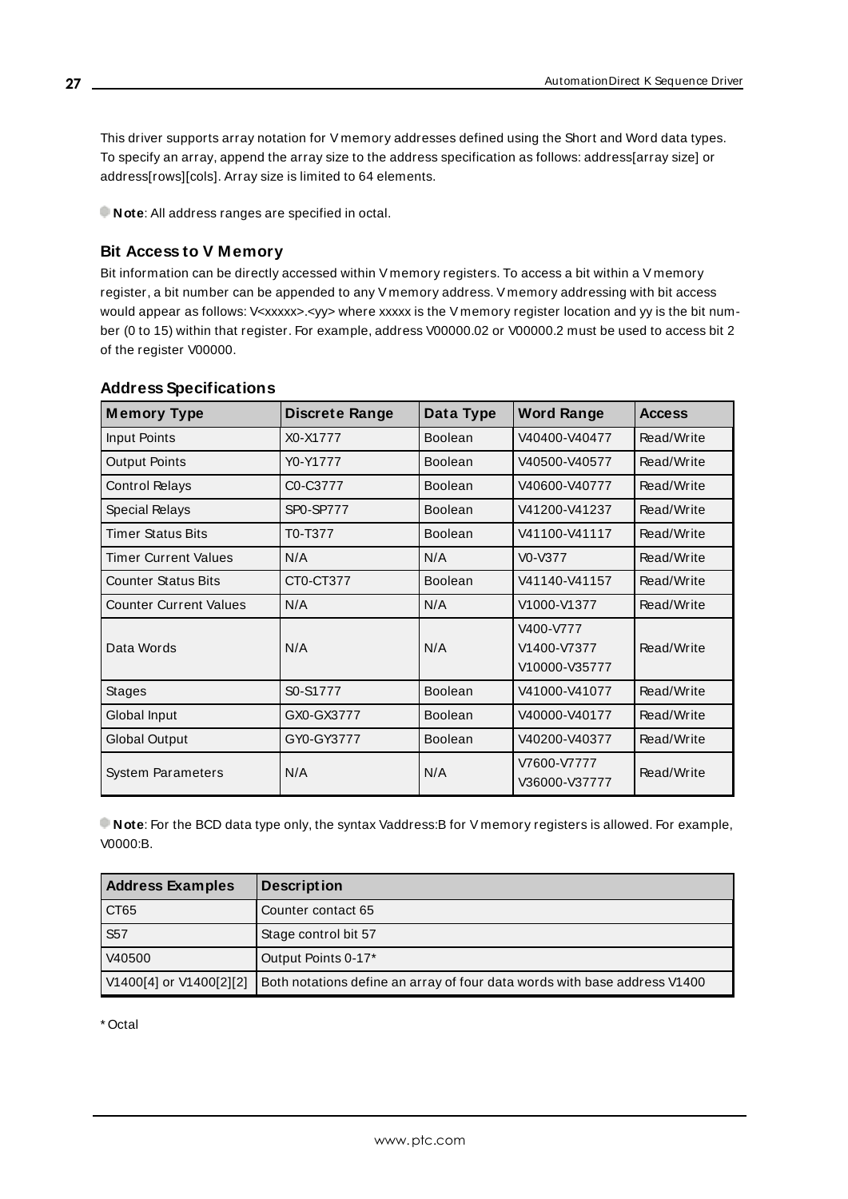This driver supports array notation for V memory addresses defined using the Short and Word data types. To specify an array, append the array size to the address specification as follows: address[array size] or address[rows][cols]. Array size is limited to 64 elements.

**Note**: All address ranges are specified in octal.

### Bit Access to V Memory

Bit information can be directly accessed within V memory registers. To access a bit within a V memory register, a bit number can be appended to any V memory address. V memory addressing with bit access would appear as follows: V<xxxxx>.<yy> where xxxxx is the V memory register location and yy is the bit number (0 to 15) within that register. For example, address V00000.02 or V00000.2 must be used to access bit 2 of the register V00000.

### Address Specifications

| Memory Type | Discrete Range | Data Type | Word Range | Access |
|---|---|---|---|---|
| Input Points | X0-X1777 | Boolean | V40400-V40477 | Read/Write |
| Output Points | Y0-Y1777 | Boolean | V40500-V40577 | Read/Write |
| Control Relays | C0-C3777 | Boolean | V40600-V40777 | Read/Write |
| Special Relays | SP0-SP777 | Boolean | V41200-V41237 | Read/Write |
| Timer Status Bits | T0-T377 | Boolean | V41100-V41117 | Read/Write |
| Timer Current Values | N/A | N/A | V0-V377 | Read/Write |
| Counter Status Bits | CT0-CT377 | Boolean | V41140-V41157 | Read/Write |
| Counter Current Values | N/A | N/A | V1000-V1377 | Read/Write |
| Data Words | N/A | N/A | V400-V777<br>V1400-V7377<br>V10000-V35777 | Read/Write |
| Stages | S0-S1777 | Boolean | V41000-V41077 | Read/Write |
| Global Input | GX0-GX3777 | Boolean | V40000-V40177 | Read/Write |
| Global Output | GY0-GY3777 | Boolean | V40200-V40377 | Read/Write |
| System Parameters | N/A | N/A | V7600-V7777<br>V36000-V37777 | Read/Write |

**Note**: For the BCD data type only, the syntax Vaddress:B for V memory registers is allowed. For example, V0000:B.

| Address Examples | Description |
|---|---|
| CT65 | Counter contact 65 |
| S57 | Stage control bit 57 |
| V40500 | Output Points 0-17* |
| V1400[4] or V1400[2][2] | Both notations define an array of four data words with base address V1400 |

* Octal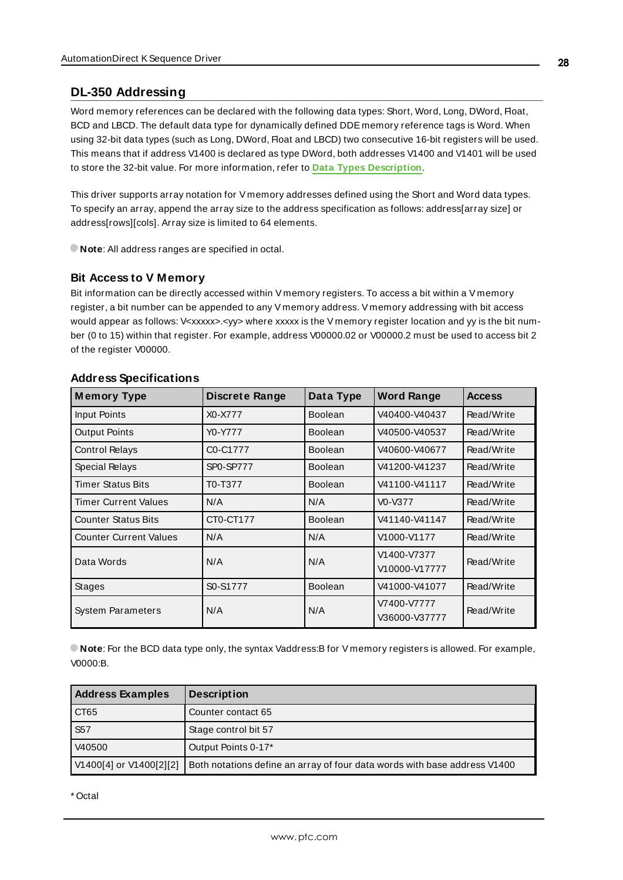## DL-350 Addressing

Word memory references can be declared with the following data types: Short, Word, Long, DWord, Float, BCD and LBCD. The default data type for dynamically defined DDE memory reference tags is Word. When using 32-bit data types (such as Long, DWord, Float and LBCD) two consecutive 16-bit registers will be used. This means that if address V1400 is declared as type DWord, both addresses V1400 and V1401 will be used to store the 32-bit value. For more information, refer to **Data Types Description**.

This driver supports array notation for V memory addresses defined using the Short and Word data types. To specify an array, append the array size to the address specification as follows: address[array size] or address[rows][cols]. Array size is limited to 64 elements.

**Note**: All address ranges are specified in octal.

### Bit Access to V Memory

Bit information can be directly accessed within V memory registers. To access a bit within a V memory register, a bit number can be appended to any V memory address. V memory addressing with bit access would appear as follows: V<xxxxx>.<yy> where xxxxx is the V memory register location and yy is the bit number (0 to 15) within that register. For example, address V00000.02 or V00000.2 must be used to access bit 2 of the register V00000.

### Address Specifications

| Memory Type | Discrete Range | Data Type | Word Range | Access |
|---|---|---|---|---|
| Input Points | X0-X777 | Boolean | V40400-V40437 | Read/Write |
| Output Points | Y0-Y777 | Boolean | V40500-V40537 | Read/Write |
| Control Relays | C0-C1777 | Boolean | V40600-V40677 | Read/Write |
| Special Relays | SP0-SP777 | Boolean | V41200-V41237 | Read/Write |
| Timer Status Bits | T0-T377 | Boolean | V41100-V41117 | Read/Write |
| Timer Current Values | N/A | N/A | V0-V377 | Read/Write |
| Counter Status Bits | CT0-CT177 | Boolean | V41140-V41147 | Read/Write |
| Counter Current Values | N/A | N/A | V1000-V1177 | Read/Write |
| Data Words | N/A | N/A | V1400-V7377<br>V10000-V17777 | Read/Write |
| Stages | S0-S1777 | Boolean | V41000-V41077 | Read/Write |
| System Parameters | N/A | N/A | V7400-V7777<br>V36000-V37777 | Read/Write |

**Note**: For the BCD data type only, the syntax Vaddress:B for V memory registers is allowed. For example, V0000:B.

| Address Examples | Description |
|---|---|
| CT65 | Counter contact 65 |
| S57 | Stage control bit 57 |
| V40500 | Output Points 0-17* |
| V1400[4] or V1400[2][2] | Both notations define an array of four data words with base address V1400 |

* Octal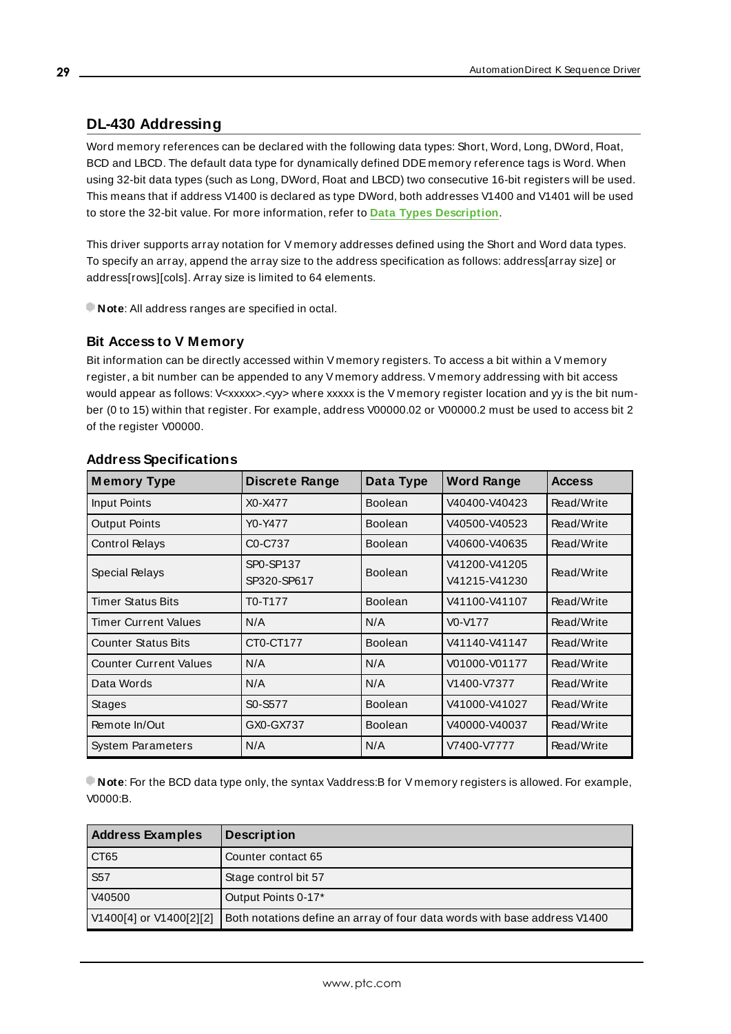## DL-430 Addressing

Word memory references can be declared with the following data types: Short, Word, Long, DWord, Float, BCD and LBCD. The default data type for dynamically defined DDE memory reference tags is Word. When using 32-bit data types (such as Long, DWord, Float and LBCD) two consecutive 16-bit registers will be used. This means that if address V1400 is declared as type DWord, both addresses V1400 and V1401 will be used to store the 32-bit value. For more information, refer to **Data Types Description**.

This driver supports array notation for V memory addresses defined using the Short and Word data types. To specify an array, append the array size to the address specification as follows: address[array size] or address[rows][cols]. Array size is limited to 64 elements.

**Note**: All address ranges are specified in octal.

### Bit Access to V Memory

Bit information can be directly accessed within V memory registers. To access a bit within a V memory register, a bit number can be appended to any V memory address. V memory addressing with bit access would appear as follows: V<xxxxx>.<yy> where xxxxx is the V memory register location and yy is the bit number (0 to 15) within that register. For example, address V00000.02 or V00000.2 must be used to access bit 2 of the register V00000.

### Address Specifications

| Memory Type | Discrete Range | Data Type | Word Range | Access |
|---|---|---|---|---|
| Input Points | X0-X477 | Boolean | V40400-V40423 | Read/Write |
| Output Points | Y0-Y477 | Boolean | V40500-V40523 | Read/Write |
| Control Relays | C0-C737 | Boolean | V40600-V40635 | Read/Write |
| Special Relays | SP0-SP137<br>SP320-SP617 | Boolean | V41200-V41205<br>V41215-V41230 | Read/Write |
| Timer Status Bits | T0-T177 | Boolean | V41100-V41107 | Read/Write |
| Timer Current Values | N/A | N/A | V0-V177 | Read/Write |
| Counter Status Bits | CT0-CT177 | Boolean | V41140-V41147 | Read/Write |
| Counter Current Values | N/A | N/A | V01000-V01177 | Read/Write |
| Data Words | N/A | N/A | V1400-V7377 | Read/Write |
| Stages | S0-S577 | Boolean | V41000-V41027 | Read/Write |
| Remote In/Out | GX0-GX737 | Boolean | V40000-V40037 | Read/Write |
| System Parameters | N/A | N/A | V7400-V7777 | Read/Write |

**Note**: For the BCD data type only, the syntax Vaddress:B for V memory registers is allowed. For example, V0000:B.

| Address Examples | Description |
|---|---|
| CT65 | Counter contact 65 |
| S57 | Stage control bit 57 |
| V40500 | Output Points 0-17* |
| V1400[4] or V1400[2][2] | Both notations define an array of four data words with base address V1400 |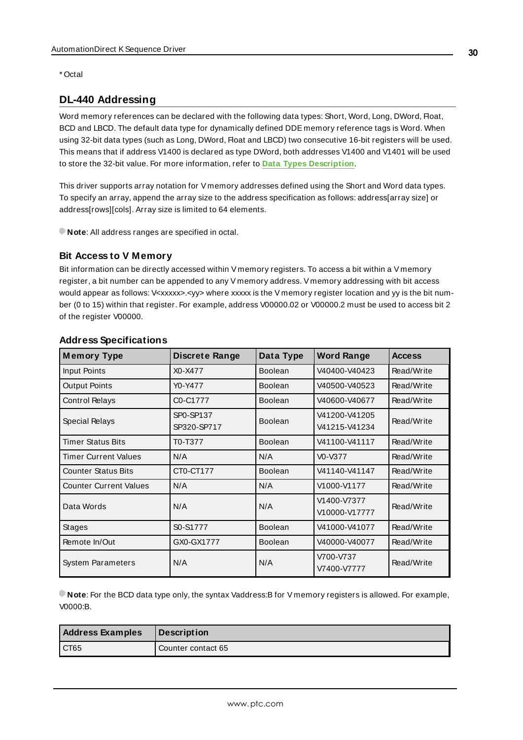* Octal

## DL-440 Addressing

Word memory references can be declared with the following data types: Short, Word, Long, DWord, Float, BCD and LBCD. The default data type for dynamically defined DDE memory reference tags is Word. When using 32-bit data types (such as Long, DWord, Float and LBCD) two consecutive 16-bit registers will be used. This means that if address V1400 is declared as type DWord, both addresses V1400 and V1401 will be used to store the 32-bit value. For more information, refer to **Data Types Description**.

This driver supports array notation for V memory addresses defined using the Short and Word data types. To specify an array, append the array size to the address specification as follows: address[array size] or address[rows][cols]. Array size is limited to 64 elements.

**Note**: All address ranges are specified in octal.

### Bit Access to V Memory

Bit information can be directly accessed within V memory registers. To access a bit within a V memory register, a bit number can be appended to any V memory address. V memory addressing with bit access would appear as follows: V<xxxxx>.<yy> where xxxxx is the V memory register location and yy is the bit number (0 to 15) within that register. For example, address V00000.02 or V00000.2 must be used to access bit 2 of the register V00000.

### Address Specifications

| Memory Type | Discrete Range | Data Type | Word Range | Access |
|---|---|---|---|---|
| Input Points | X0-X477 | Boolean | V40400-V40423 | Read/Write |
| Output Points | Y0-Y477 | Boolean | V40500-V40523 | Read/Write |
| Control Relays | C0-C1777 | Boolean | V40600-V40677 | Read/Write |
| Special Relays | SP0-SP137<br>SP320-SP717 | Boolean | V41200-V41205<br>V41215-V41234 | Read/Write |
| Timer Status Bits | T0-T377 | Boolean | V41100-V41117 | Read/Write |
| Timer Current Values | N/A | N/A | V0-V377 | Read/Write |
| Counter Status Bits | CT0-CT177 | Boolean | V41140-V41147 | Read/Write |
| Counter Current Values | N/A | N/A | V1000-V1177 | Read/Write |
| Data Words | N/A | N/A | V1400-V7377<br>V10000-V17777 | Read/Write |
| Stages | S0-S1777 | Boolean | V41000-V41077 | Read/Write |
| Remote In/Out | GX0-GX1777 | Boolean | V40000-V40077 | Read/Write |
| System Parameters | N/A | N/A | V700-V737<br>V7400-V7777 | Read/Write |

**Note**: For the BCD data type only, the syntax Vaddress:B for V memory registers is allowed. For example, V0000:B.

| Address Examples | Description |
|---|---|
| CT65 | Counter contact 65 |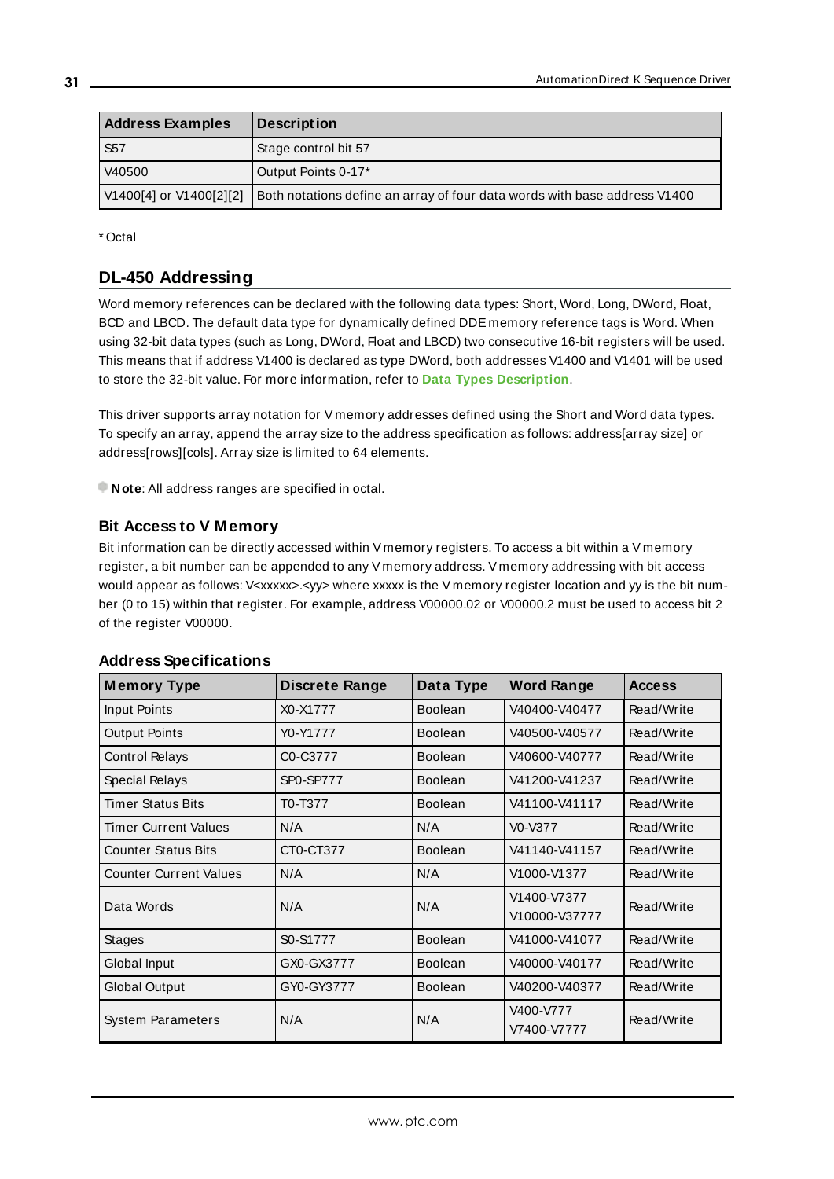| Address Examples | Description |
|---|---|
| S57 | Stage control bit 57 |
| V40500 | Output Points 0-17* |
| V1400[4] or V1400[2][2] | Both notations define an array of four data words with base address V1400 |

* Octal

## DL-450 Addressing

Word memory references can be declared with the following data types: Short, Word, Long, DWord, Float, BCD and LBCD. The default data type for dynamically defined DDE memory reference tags is Word. When using 32-bit data types (such as Long, DWord, Float and LBCD) two consecutive 16-bit registers will be used. This means that if address V1400 is declared as type DWord, both addresses V1400 and V1401 will be used to store the 32-bit value. For more information, refer to **Data Types Description**.

This driver supports array notation for V memory addresses defined using the Short and Word data types. To specify an array, append the array size to the address specification as follows: address[array size] or address[rows][cols]. Array size is limited to 64 elements.

**Note**: All address ranges are specified in octal.

### Bit Access to V Memory

Bit information can be directly accessed within V memory registers. To access a bit within a V memory register, a bit number can be appended to any V memory address. V memory addressing with bit access would appear as follows: V<xxxxx>.<yy> where xxxxx is the V memory register location and yy is the bit number (0 to 15) within that register. For example, address V00000.02 or V00000.2 must be used to access bit 2 of the register V00000.

### Address Specifications

| Memory Type | Discrete Range | Data Type | Word Range | Access |
|---|---|---|---|---|
| Input Points | X0-X1777 | Boolean | V40400-V40477 | Read/Write |
| Output Points | Y0-Y1777 | Boolean | V40500-V40577 | Read/Write |
| Control Relays | C0-C3777 | Boolean | V40600-V40777 | Read/Write |
| Special Relays | SP0-SP777 | Boolean | V41200-V41237 | Read/Write |
| Timer Status Bits | T0-T377 | Boolean | V41100-V41117 | Read/Write |
| Timer Current Values | N/A | N/A | V0-V377 | Read/Write |
| Counter Status Bits | CT0-CT377 | Boolean | V41140-V41157 | Read/Write |
| Counter Current Values | N/A | N/A | V1000-V1377 | Read/Write |
| Data Words | N/A | N/A | V1400-V7377<br>V10000-V37777 | Read/Write |
| Stages | S0-S1777 | Boolean | V41000-V41077 | Read/Write |
| Global Input | GX0-GX3777 | Boolean | V40000-V40177 | Read/Write |
| Global Output | GY0-GY3777 | Boolean | V40200-V40377 | Read/Write |
| System Parameters | N/A | N/A | V400-V777<br>V7400-V7777 | Read/Write |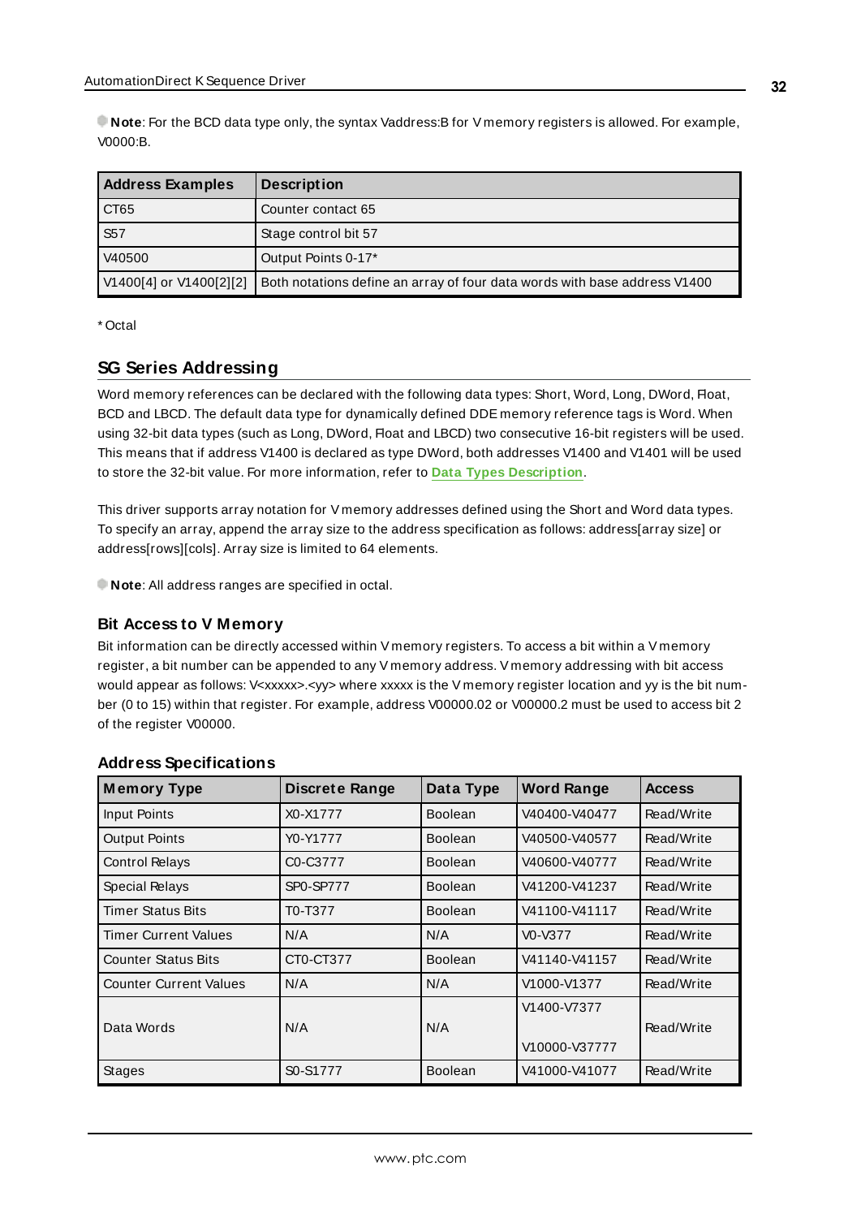**Note**: For the BCD data type only, the syntax Vaddress:B for V memory registers is allowed. For example, V0000:B.

| Address Examples | Description |
|---|---|
| CT65 | Counter contact 65 |
| S57 | Stage control bit 57 |
| V40500 | Output Points 0-17* |
| V1400[4] or V1400[2][2] | Both notations define an array of four data words with base address V1400 |

* Octal

## SG Series Addressing

Word memory references can be declared with the following data types: Short, Word, Long, DWord, Float, BCD and LBCD. The default data type for dynamically defined DDE memory reference tags is Word. When using 32-bit data types (such as Long, DWord, Float and LBCD) two consecutive 16-bit registers will be used. This means that if address V1400 is declared as type DWord, both addresses V1400 and V1401 will be used to store the 32-bit value. For more information, refer to **Data Types Description**.

This driver supports array notation for V memory addresses defined using the Short and Word data types. To specify an array, append the array size to the address specification as follows: address[array size] or address[rows][cols]. Array size is limited to 64 elements.

**Note**: All address ranges are specified in octal.

### Bit Access to V Memory

Bit information can be directly accessed within V memory registers. To access a bit within a V memory register, a bit number can be appended to any V memory address. V memory addressing with bit access would appear as follows: V<xxxxx>.<yy> where xxxxx is the V memory register location and yy is the bit number (0 to 15) within that register. For example, address V00000.02 or V00000.2 must be used to access bit 2 of the register V00000.

### Address Specifications

| Memory Type | Discrete Range | Data Type | Word Range | Access |
|---|---|---|---|---|
| Input Points | X0-X1777 | Boolean | V40400-V40477 | Read/Write |
| Output Points | Y0-Y1777 | Boolean | V40500-V40577 | Read/Write |
| Control Relays | C0-C3777 | Boolean | V40600-V40777 | Read/Write |
| Special Relays | SP0-SP777 | Boolean | V41200-V41237 | Read/Write |
| Timer Status Bits | T0-T377 | Boolean | V41100-V41117 | Read/Write |
| Timer Current Values | N/A | N/A | V0-V377 | Read/Write |
| Counter Status Bits | CT0-CT377 | Boolean | V41140-V41157 | Read/Write |
| Counter Current Values | N/A | N/A | V1000-V1377 | Read/Write |
| Data Words | N/A | N/A | V1400-V7377<br>V10000-V37777 | Read/Write |
| Stages | S0-S1777 | Boolean | V41000-V41077 | Read/Write |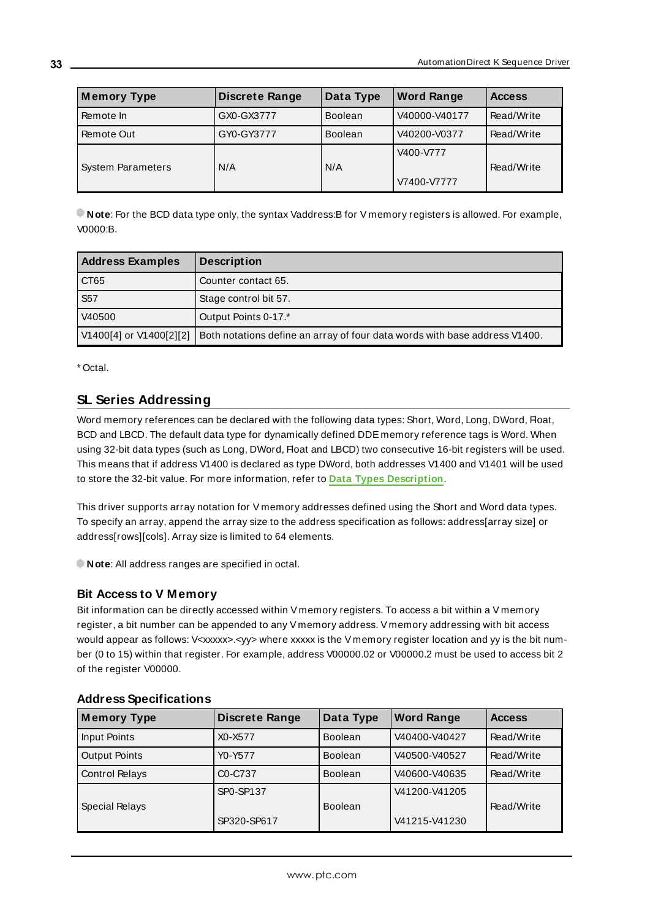| Memory Type | Discrete Range | Data Type | Word Range | Access |
| --- | --- | --- | --- | --- |
| Remote In | GX0-GX3777 | Boolean | V40000-V40177 | Read/Write |
| Remote Out | GY0-GY3777 | Boolean | V40200-V0377 | Read/Write |
| System Parameters | N/A | N/A | V400-V777<br>V7400-V7777 | Read/Write |

**Note**: For the BCD data type only, the syntax Vaddress:B for V memory registers is allowed. For example, V0000:B.

| Address Examples | Description |
| --- | --- |
| CT65 | Counter contact 65. |
| S57 | Stage control bit 57. |
| V40500 | Output Points 0-17.* |
| V1400[4] or V1400[2][2] | Both notations define an array of four data words with base address V1400. |

* Octal.

## SL Series Addressing

Word memory references can be declared with the following data types: Short, Word, Long, DWord, Float, BCD and LBCD. The default data type for dynamically defined DDE memory reference tags is Word. When using 32-bit data types (such as Long, DWord, Float and LBCD) two consecutive 16-bit registers will be used. This means that if address V1400 is declared as type DWord, both addresses V1400 and V1401 will be used to store the 32-bit value. For more information, refer to **Data Types Description**.

This driver supports array notation for V memory addresses defined using the Short and Word data types. To specify an array, append the array size to the address specification as follows: address[array size] or address[rows][cols]. Array size is limited to 64 elements.

**Note**: All address ranges are specified in octal.

### Bit Access to V Memory

Bit information can be directly accessed within V memory registers. To access a bit within a V memory register, a bit number can be appended to any V memory address. V memory addressing with bit access would appear as follows: V<xxxxx>.<yy> where xxxxx is the V memory register location and yy is the bit number (0 to 15) within that register. For example, address V00000.02 or V00000.2 must be used to access bit 2 of the register V00000.

### Address Specifications

| Memory Type | Discrete Range | Data Type | Word Range | Access |
| --- | --- | --- | --- | --- |
| Input Points | X0-X577 | Boolean | V40400-V40427 | Read/Write |
| Output Points | Y0-Y577 | Boolean | V40500-V40527 | Read/Write |
| Control Relays | C0-C737 | Boolean | V40600-V40635 | Read/Write |
| Special Relays | SP0-SP137<br>SP320-SP617 | Boolean | V41200-V41205<br>V41215-V41230 | Read/Write |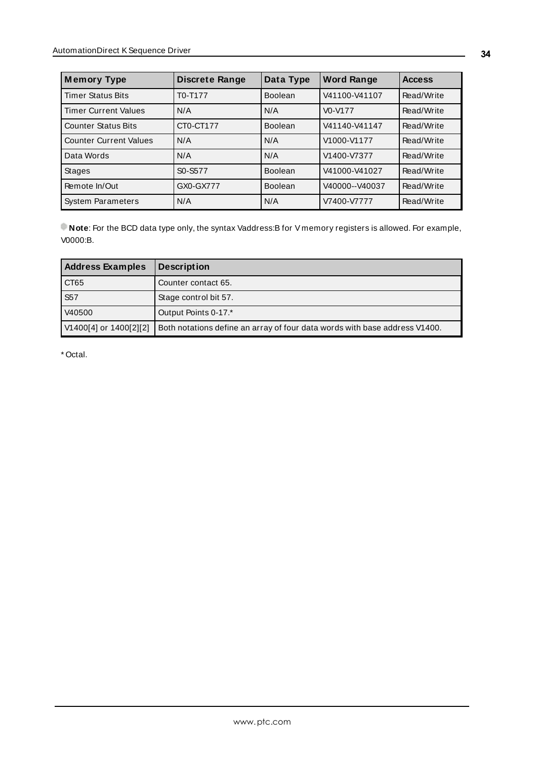| Memory Type | Discrete Range | Data Type | Word Range | Access |
| --- | --- | --- | --- | --- |
| Timer Status Bits | T0-T177 | Boolean | V41100-V41107 | Read/Write |
| Timer Current Values | N/A | N/A | V0-V177 | Read/Write |
| Counter Status Bits | CT0-CT177 | Boolean | V41140-V41147 | Read/Write |
| Counter Current Values | N/A | N/A | V1000-V1177 | Read/Write |
| Data Words | N/A | N/A | V1400-V7377 | Read/Write |
| Stages | S0-S577 | Boolean | V41000-V41027 | Read/Write |
| Remote In/Out | GX0-GX777 | Boolean | V40000--V40037 | Read/Write |
| System Parameters | N/A | N/A | V7400-V7777 | Read/Write |

**Note**: For the BCD data type only, the syntax Vaddress:B for V memory registers is allowed. For example, V0000:B.

| Address Examples | Description |
| --- | --- |
| CT65 | Counter contact 65. |
| S57 | Stage control bit 57. |
| V40500 | Output Points 0-17.* |
| V1400[4] or 1400[2][2] | Both notations define an array of four data words with base address V1400. |

* Octal.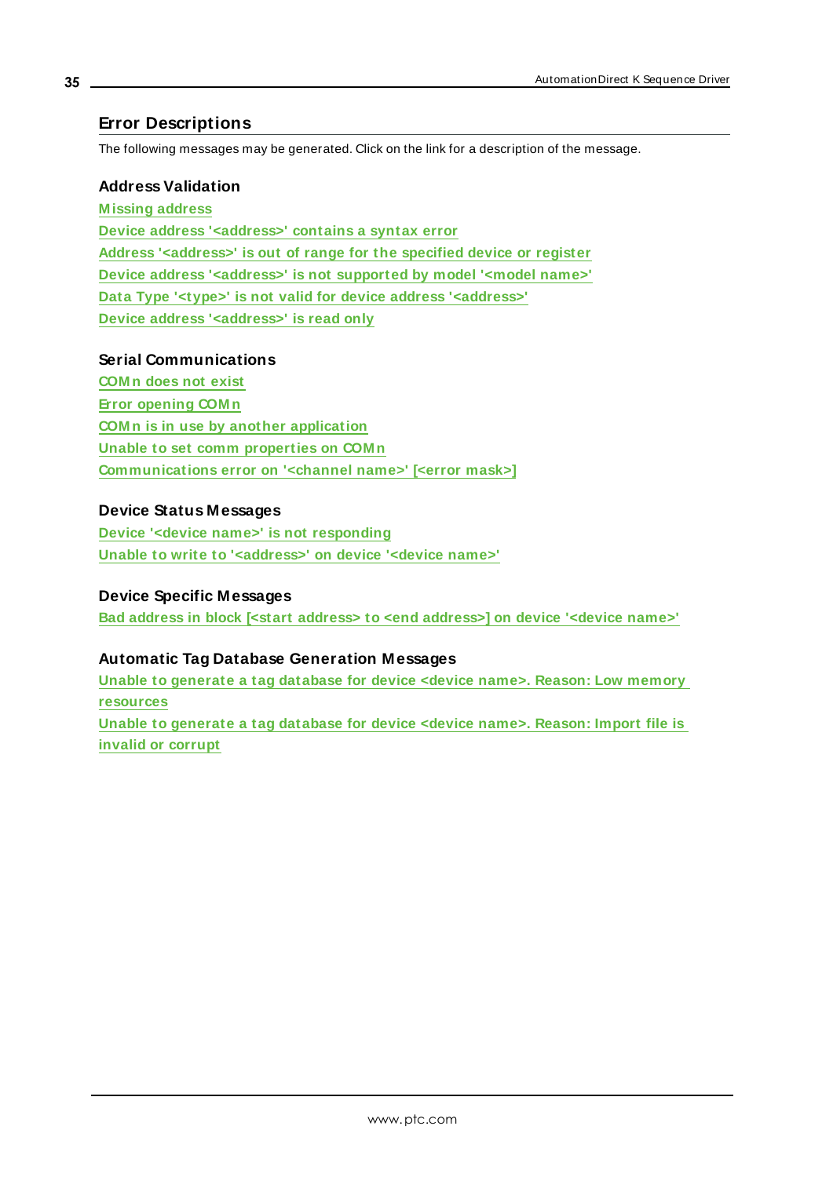# Error Descriptions

The following messages may be generated. Click on the link for a description of the message.

### Address Validation

Missing address
Device address '<address>' contains a syntax error
Address '<address>' is out of range for the specified device or register
Device address '<address>' is not supported by model '<model name>'
Data Type '<type>' is not valid for device address '<address>'
Device address '<address>' is read only

### Serial Communications

COMn does not exist
Error opening COMn
COMn is in use by another application
Unable to set comm properties on COMn
Communications error on '<channel name>' [<error mask>]

### Device Status Messages

Device '<device name>' is not responding
Unable to write to '<address>' on device '<device name>'

### Device Specific Messages

Bad address in block [<start address> to <end address>] on device '<device name>'

### Automatic Tag Database Generation Messages

Unable to generate a tag database for device <device name>. Reason: Low memory resources
Unable to generate a tag database for device <device name>. Reason: Import file is invalid or corrupt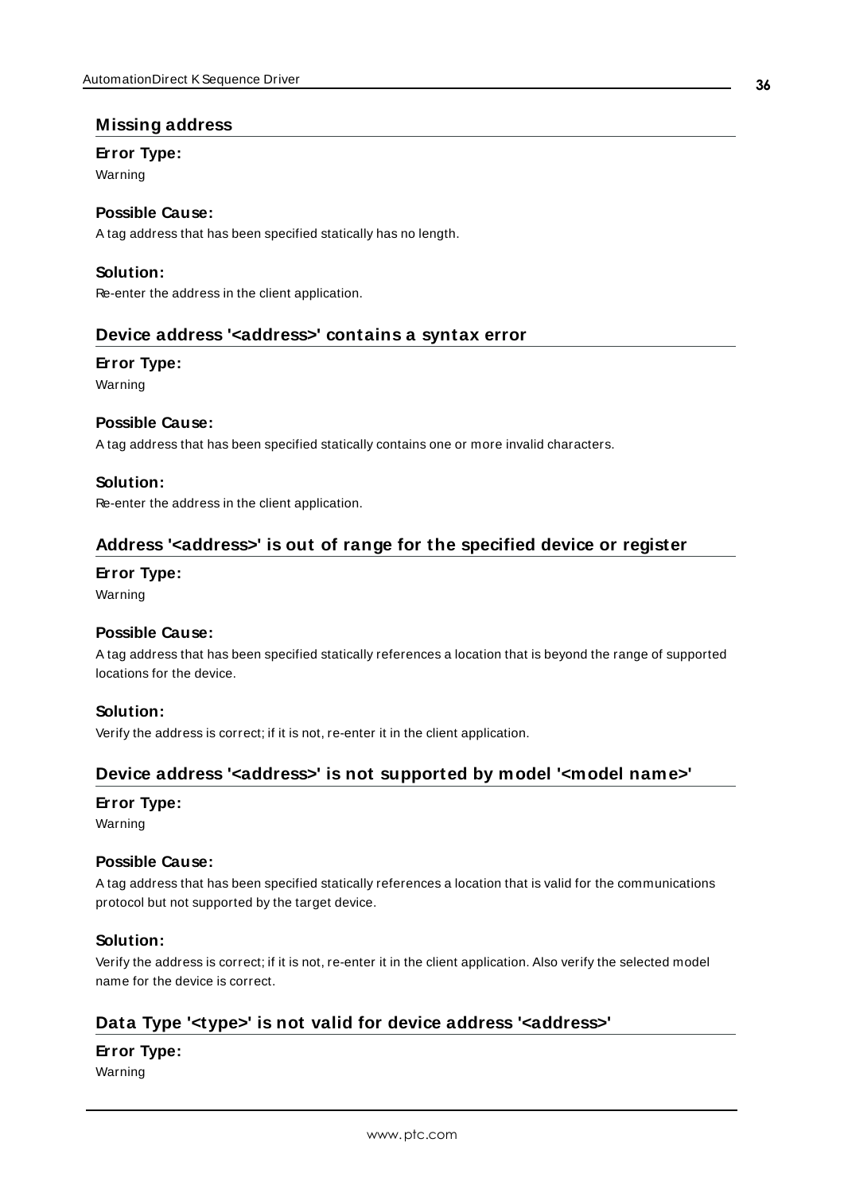## Missing address

**Error Type:**

Warning

**Possible Cause:**

A tag address that has been specified statically has no length.

**Solution:**

Re-enter the address in the client application.

## Device address '<address>' contains a syntax error

**Error Type:**

Warning

**Possible Cause:**

A tag address that has been specified statically contains one or more invalid characters.

**Solution:**

Re-enter the address in the client application.

## Address '<address>' is out of range for the specified device or register

**Error Type:**

Warning

**Possible Cause:**

A tag address that has been specified statically references a location that is beyond the range of supported locations for the device.

**Solution:**

Verify the address is correct; if it is not, re-enter it in the client application.

## Device address '<address>' is not supported by model '<model name>'

**Error Type:**

Warning

**Possible Cause:**

A tag address that has been specified statically references a location that is valid for the communications protocol but not supported by the target device.

**Solution:**

Verify the address is correct; if it is not, re-enter it in the client application. Also verify the selected model name for the device is correct.

## Data Type '<type>' is not valid for device address '<address>'

**Error Type:**

Warning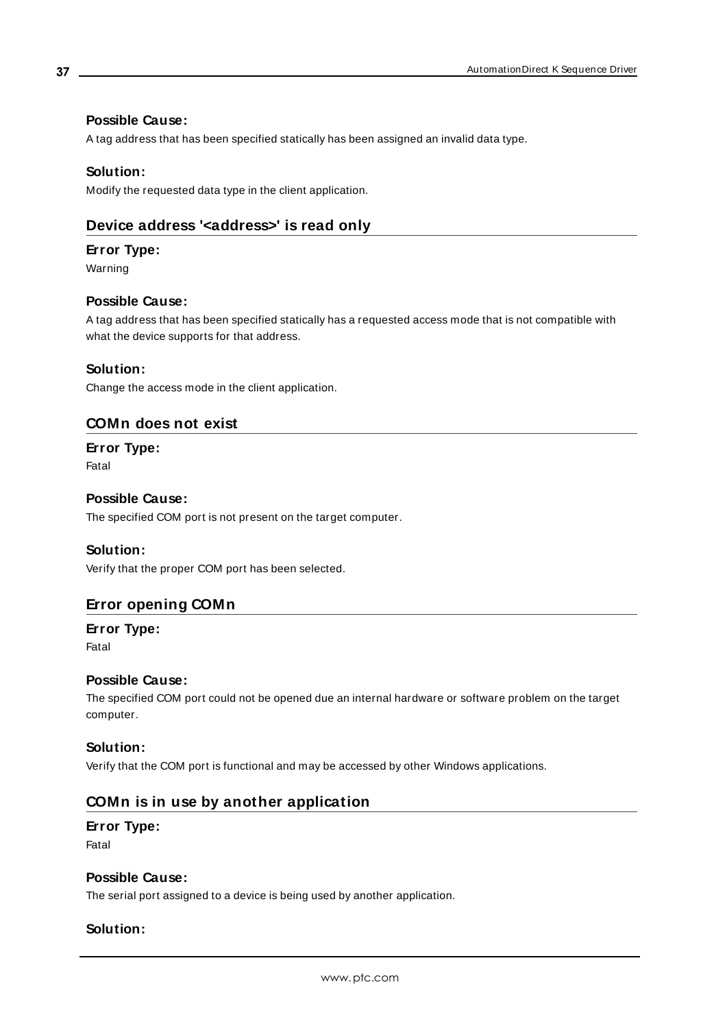**Possible Cause:**

A tag address that has been specified statically has been assigned an invalid data type.

**Solution:**

Modify the requested data type in the client application.

## Device address '<address>' is read only

**Error Type:**

Warning

**Possible Cause:**

A tag address that has been specified statically has a requested access mode that is not compatible with what the device supports for that address.

**Solution:**

Change the access mode in the client application.

## COMn does not exist

**Error Type:**

Fatal

**Possible Cause:**

The specified COM port is not present on the target computer.

**Solution:**

Verify that the proper COM port has been selected.

## Error opening COMn

**Error Type:**

Fatal

**Possible Cause:**

The specified COM port could not be opened due an internal hardware or software problem on the target computer.

**Solution:**

Verify that the COM port is functional and may be accessed by other Windows applications.

## COMn is in use by another application

**Error Type:**

Fatal

**Possible Cause:**

The serial port assigned to a device is being used by another application.

**Solution:**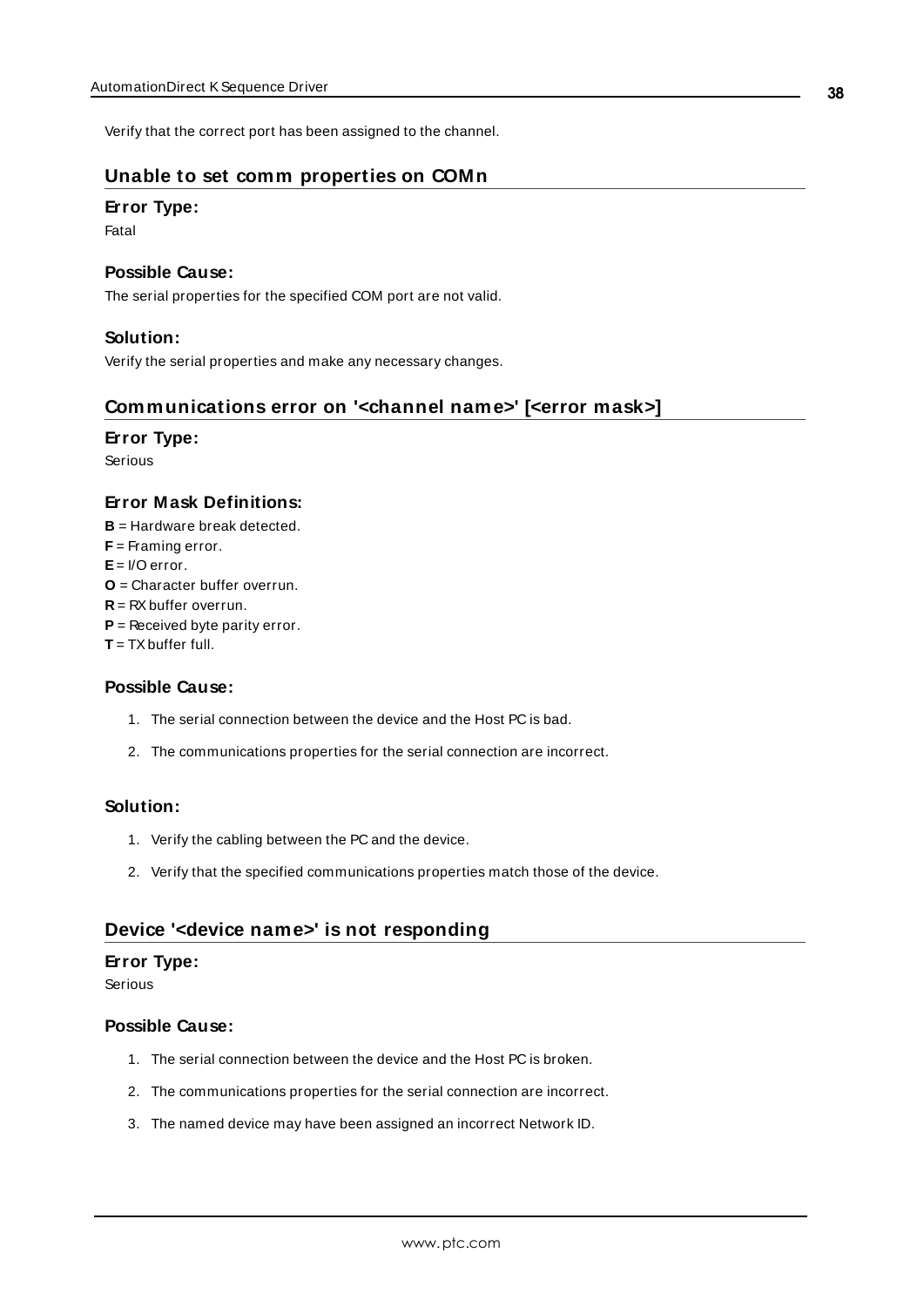Verify that the correct port has been assigned to the channel.

## Unable to set comm properties on COMn

### Error Type:

Fatal

### Possible Cause:

The serial properties for the specified COM port are not valid.

### Solution:

Verify the serial properties and make any necessary changes.

## Communications error on '<channel name>' [<error mask>]

### Error Type:

Serious

### Error Mask Definitions:

**B** = Hardware break detected.
**F** = Framing error.
**E** = I/O error.
**O** = Character buffer overrun.
**R** = RX buffer overrun.
**P** = Received byte parity error.
**T** = TX buffer full.

### Possible Cause:

1. The serial connection between the device and the Host PC is bad.
2. The communications properties for the serial connection are incorrect.

### Solution:

1. Verify the cabling between the PC and the device.
2. Verify that the specified communications properties match those of the device.

## Device '<device name>' is not responding

### Error Type:

Serious

### Possible Cause:

1. The serial connection between the device and the Host PC is broken.
2. The communications properties for the serial connection are incorrect.
3. The named device may have been assigned an incorrect Network ID.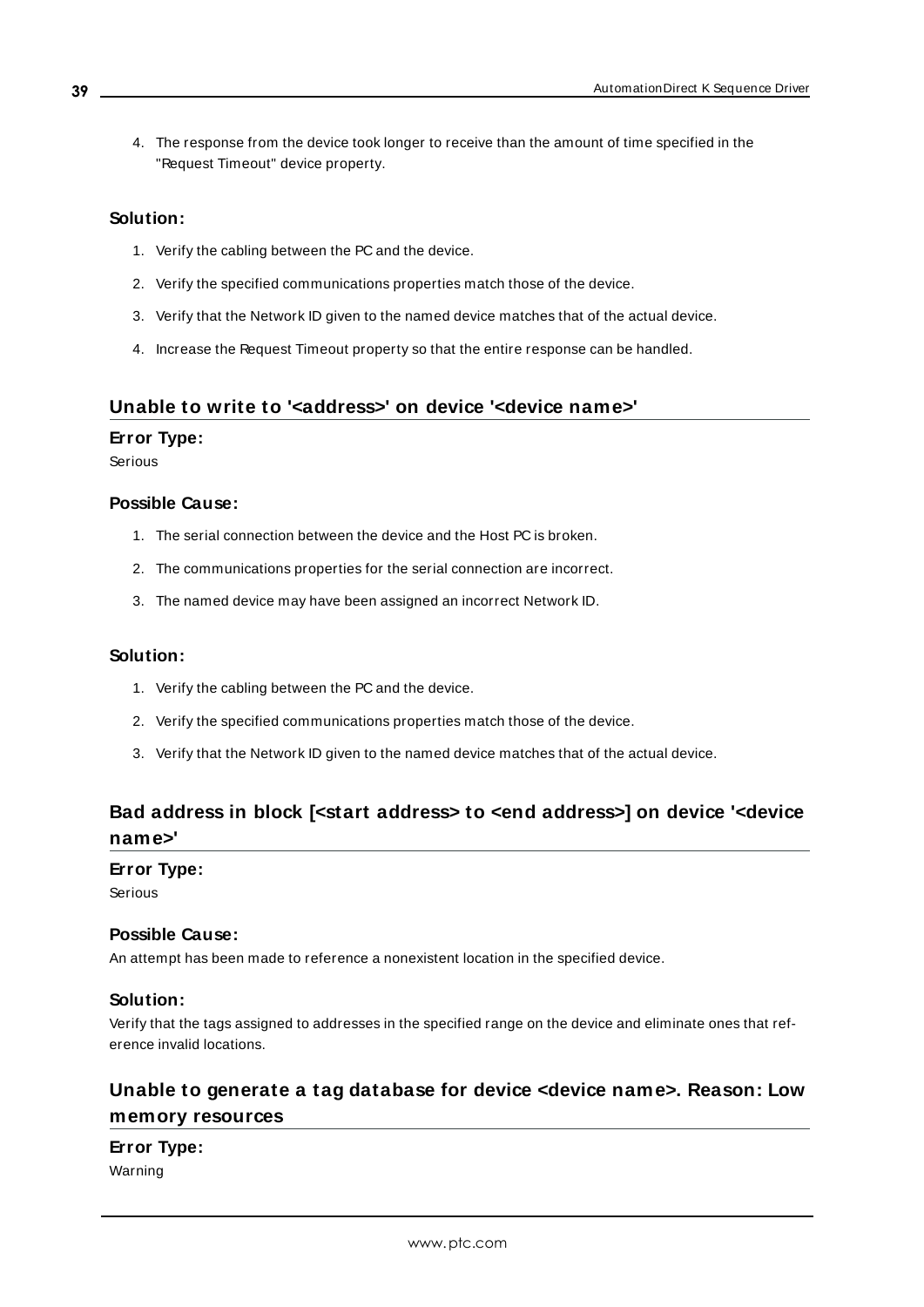4. The response from the device took longer to receive than the amount of time specified in the "Request Timeout" device property.

**Solution:**

1. Verify the cabling between the PC and the device.
2. Verify the specified communications properties match those of the device.
3. Verify that the Network ID given to the named device matches that of the actual device.
4. Increase the Request Timeout property so that the entire response can be handled.

## Unable to write to '<address>' on device '<device name>'

**Error Type:**

Serious

**Possible Cause:**

1. The serial connection between the device and the Host PC is broken.
2. The communications properties for the serial connection are incorrect.
3. The named device may have been assigned an incorrect Network ID.

**Solution:**

1. Verify the cabling between the PC and the device.
2. Verify the specified communications properties match those of the device.
3. Verify that the Network ID given to the named device matches that of the actual device.

## Bad address in block [<start address> to <end address>] on device '<device name>'

**Error Type:**

Serious

**Possible Cause:**

An attempt has been made to reference a nonexistent location in the specified device.

**Solution:**

Verify that the tags assigned to addresses in the specified range on the device and eliminate ones that reference invalid locations.

## Unable to generate a tag database for device <device name>. Reason: Low memory resources

**Error Type:**

Warning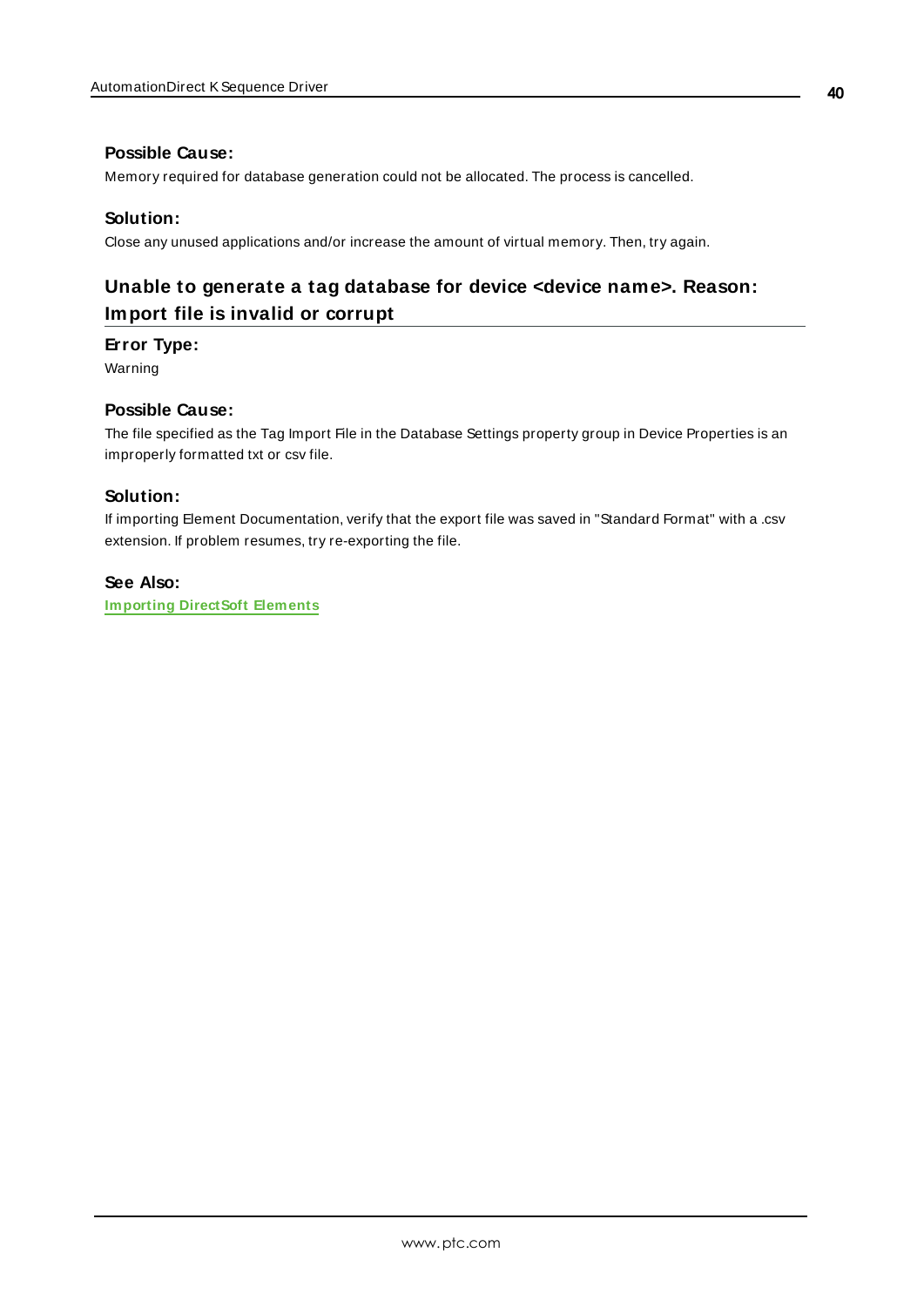#### Possible Cause:

Memory required for database generation could not be allocated. The process is cancelled.

#### Solution:

Close any unused applications and/or increase the amount of virtual memory. Then, try again.

## Unable to generate a tag database for device <device name>. Reason: Import file is invalid or corrupt

#### Error Type:

Warning

#### Possible Cause:

The file specified as the Tag Import File in the Database Settings property group in Device Properties is an improperly formatted txt or csv file.

#### Solution:

If importing Element Documentation, verify that the export file was saved in "Standard Format" with a .csv extension. If problem resumes, try re-exporting the file.

#### See Also:

**Importing DirectSoft Elements**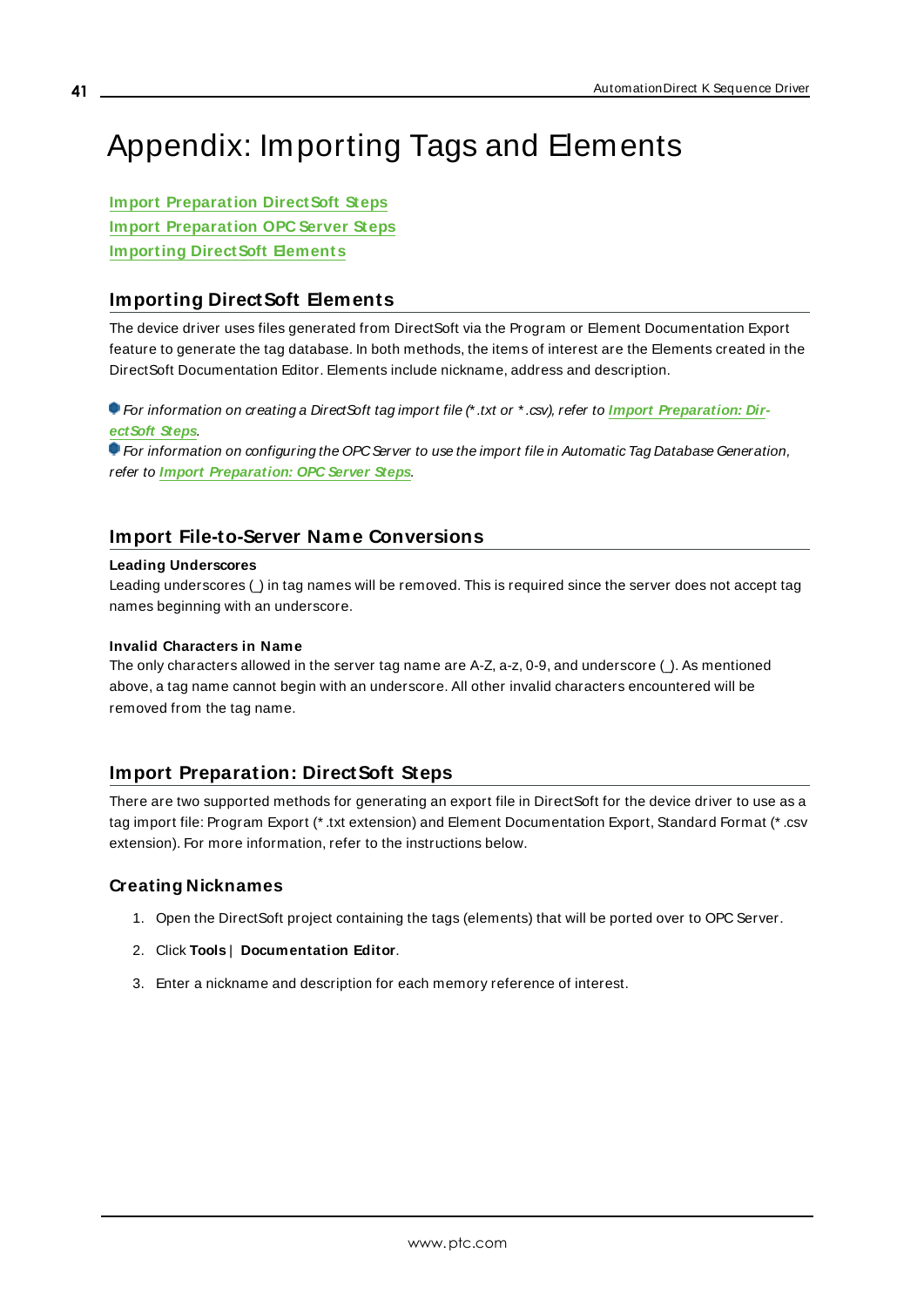# Appendix: Importing Tags and Elements

**Import Preparation DirectSoft Steps**
**Import Preparation OPC Server Steps**
**Importing DirectSoft Elements**

## Importing DirectSoft Elements

The device driver uses files generated from DirectSoft via the Program or Element Documentation Export feature to generate the tag database. In both methods, the items of interest are the Elements created in the DirectSoft Documentation Editor. Elements include nickname, address and description.

*For information on creating a DirectSoft tag import file (*.txt or *.csv), refer to* ***Import Preparation: DirectSoft Steps****.*
*For information on configuring the OPC Server to use the import file in Automatic Tag Database Generation, refer to* ***Import Preparation: OPC Server Steps****.*

## Import File-to-Server Name Conversions

**Leading Underscores**
Leading underscores (_) in tag names will be removed. This is required since the server does not accept tag names beginning with an underscore.

**Invalid Characters in Name**
The only characters allowed in the server tag name are A-Z, a-z, 0-9, and underscore (_). As mentioned above, a tag name cannot begin with an underscore. All other invalid characters encountered will be removed from the tag name.

## Import Preparation: DirectSoft Steps

There are two supported methods for generating an export file in DirectSoft for the device driver to use as a tag import file: Program Export (*.txt extension) and Element Documentation Export, Standard Format (*.csv extension). For more information, refer to the instructions below.

### Creating Nicknames

1. Open the DirectSoft project containing the tags (elements) that will be ported over to OPC Server.
2. Click **Tools** | **Documentation Editor**.
3. Enter a nickname and description for each memory reference of interest.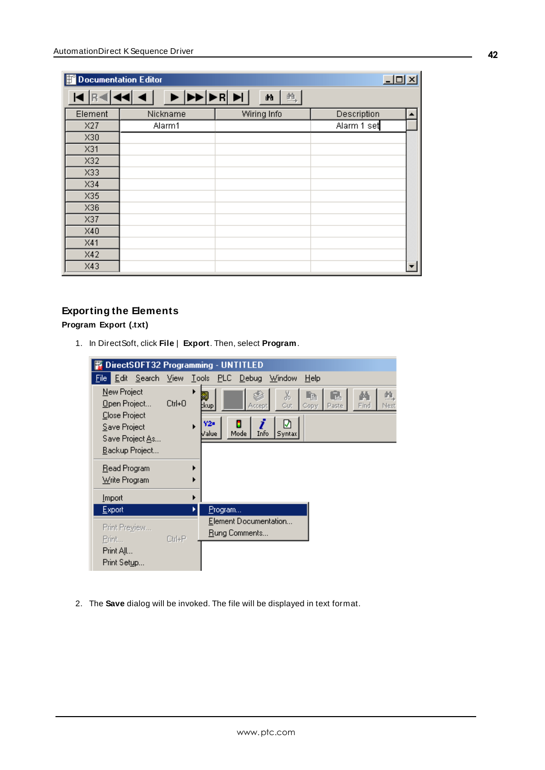## Exporting the Elements

**Program Export (.txt)**

1. In DirectSoft, click **File** | **Export**. Then, select **Program**.

2. The **Save** dialog will be invoked. The file will be displayed in text format.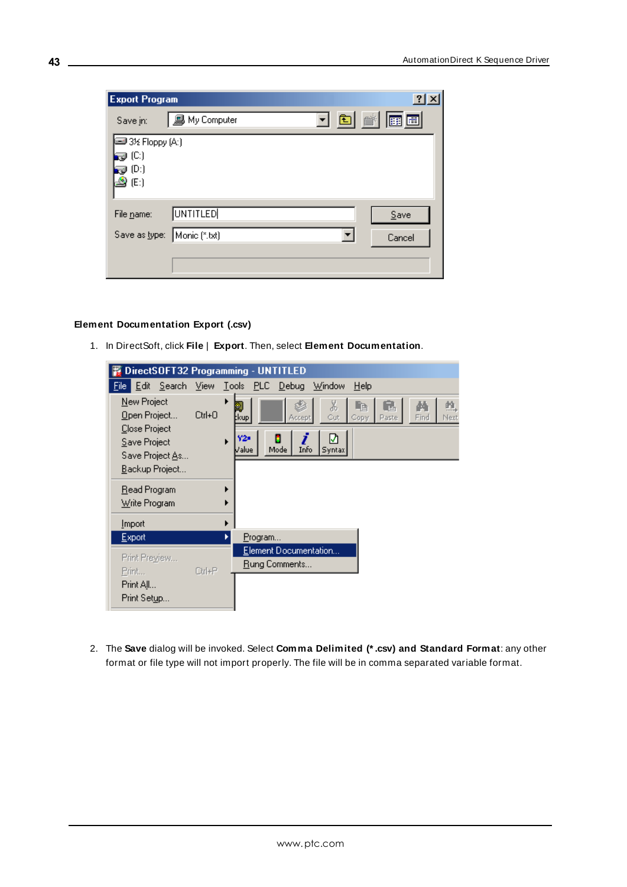**Element Documentation Export (.csv)**

1. In DirectSoft, click **File** | **Export**. Then, select **Element Documentation**.

2. The **Save** dialog will be invoked. Select **Comma Delimited (\*.csv) and Standard Format**: any other format or file type will not import properly. The file will be in comma separated variable format.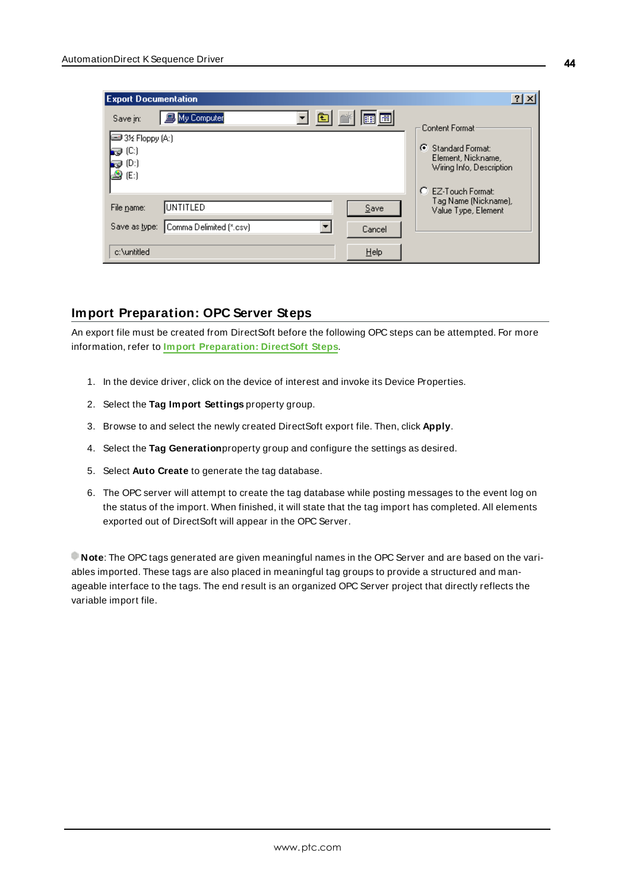## Import Preparation: OPC Server Steps

An export file must be created from DirectSoft before the following OPC steps can be attempted. For more information, refer to **Import Preparation: DirectSoft Steps**.

1. In the device driver, click on the device of interest and invoke its Device Properties.
2. Select the **Tag Import Settings** property group.
3. Browse to and select the newly created DirectSoft export file. Then, click **Apply**.
4. Select the **Tag Generation** property group and configure the settings as desired.
5. Select **Auto Create** to generate the tag database.
6. The OPC server will attempt to create the tag database while posting messages to the event log on the status of the import. When finished, it will state that the tag import has completed. All elements exported out of DirectSoft will appear in the OPC Server.

**Note**: The OPC tags generated are given meaningful names in the OPC Server and are based on the variables imported. These tags are also placed in meaningful tag groups to provide a structured and manageable interface to the tags. The end result is an organized OPC Server project that directly reflects the variable import file.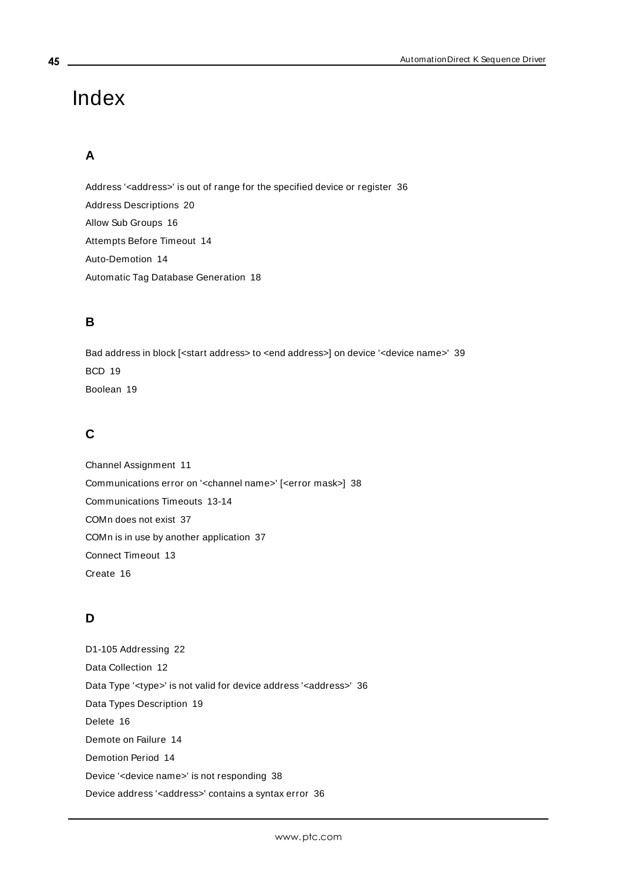# Index

## A

Address '<address>' is out of range for the specified device or register 36

Address Descriptions 20

Allow Sub Groups 16

Attempts Before Timeout 14

Auto-Demotion 14

Automatic Tag Database Generation 18

## B

Bad address in block [<start address> to <end address>] on device '<device name>' 39

BCD 19

Boolean 19

## C

Channel Assignment 11

Communications error on '<channel name>' [<error mask>] 38

Communications Timeouts 13-14

COMn does not exist 37

COMn is in use by another application 37

Connect Timeout 13

Create 16

## D

D1-105 Addressing 22

Data Collection 12

Data Type '<type>' is not valid for device address '<address>' 36

Data Types Description 19

Delete 16

Demote on Failure 14

Demotion Period 14

Device '<device name>' is not responding 38

Device address '<address>' contains a syntax error 36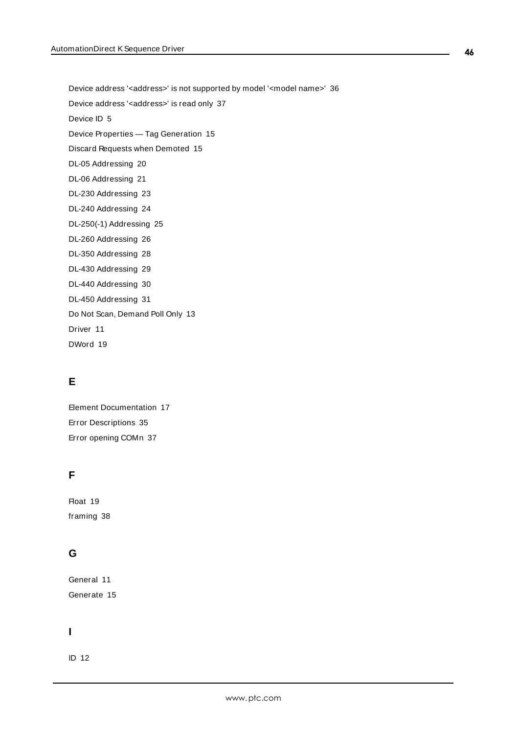Device address '<address>' is not supported by model '<model name>' 36

Device address '<address>' is read only 37

Device ID 5

Device Properties — Tag Generation 15

Discard Requests when Demoted 15

DL-05 Addressing 20

DL-06 Addressing 21

DL-230 Addressing 23

DL-240 Addressing 24

DL-250(-1) Addressing 25

DL-260 Addressing 26

DL-350 Addressing 28

DL-430 Addressing 29

DL-440 Addressing 30

DL-450 Addressing 31

Do Not Scan, Demand Poll Only 13

Driver 11

DWord 19

## E

Element Documentation 17

Error Descriptions 35

Error opening COMn 37

## F

Float 19

framing 38

## G

General 11

Generate 15

## I

ID 12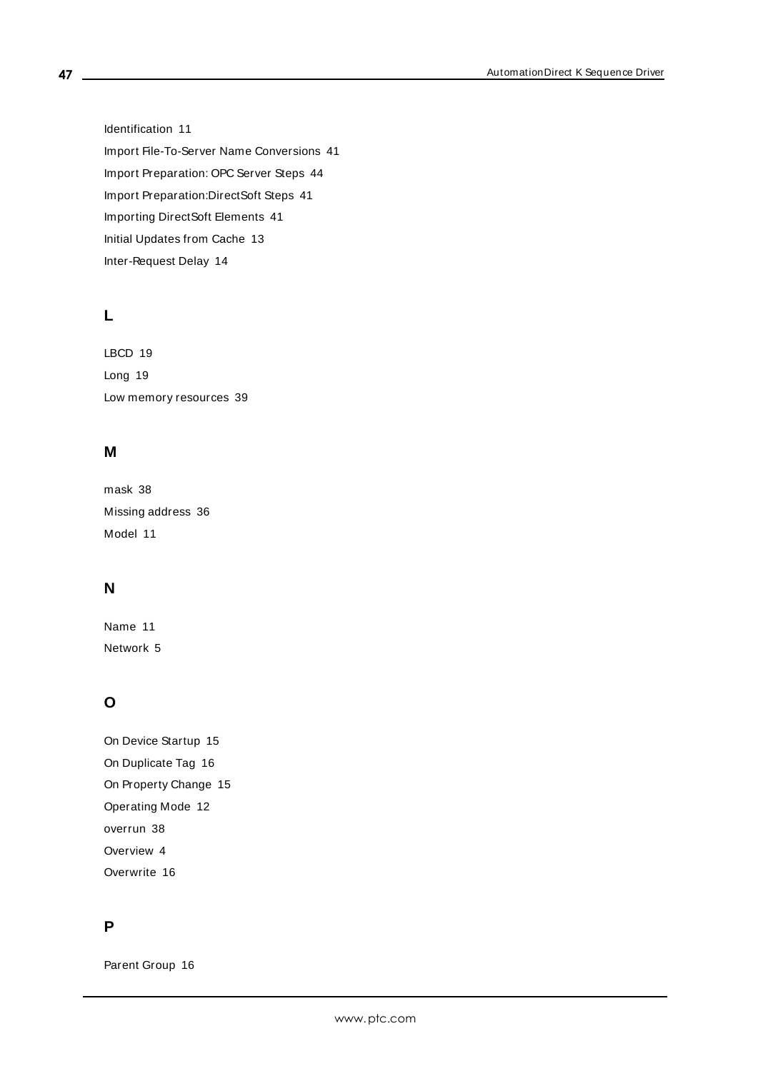Identification 11

Import File-To-Server Name Conversions 41

Import Preparation: OPC Server Steps 44

Import Preparation:DirectSoft Steps 41

Importing DirectSoft Elements 41

Initial Updates from Cache 13

Inter-Request Delay 14

## L

LBCD 19

Long 19

Low memory resources 39

## M

mask 38

Missing address 36

Model 11

## N

Name 11

Network 5

## O

On Device Startup 15

On Duplicate Tag 16

On Property Change 15

Operating Mode 12

overrun 38

Overview 4

Overwrite 16

## P

Parent Group 16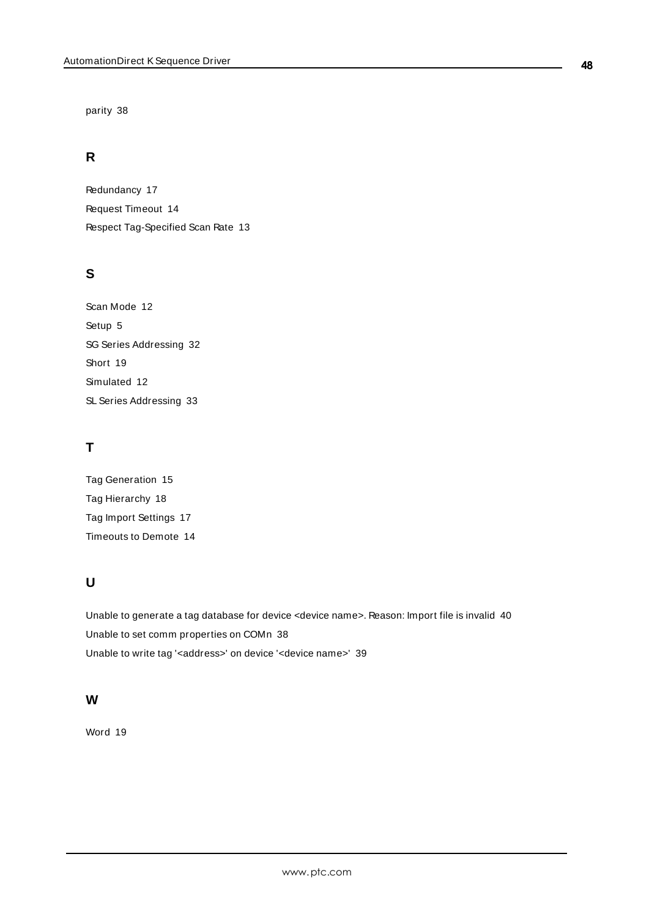parity 38

## R

Redundancy 17

Request Timeout 14

Respect Tag-Specified Scan Rate 13

## S

Scan Mode 12

Setup 5

SG Series Addressing 32

Short 19

Simulated 12

SL Series Addressing 33

## T

Tag Generation 15

Tag Hierarchy 18

Tag Import Settings 17

Timeouts to Demote 14

## U

Unable to generate a tag database for device <device name>. Reason: Import file is invalid 40

Unable to set comm properties on COMn 38

Unable to write tag '<address>' on device '<device name>' 39

## W

Word 19